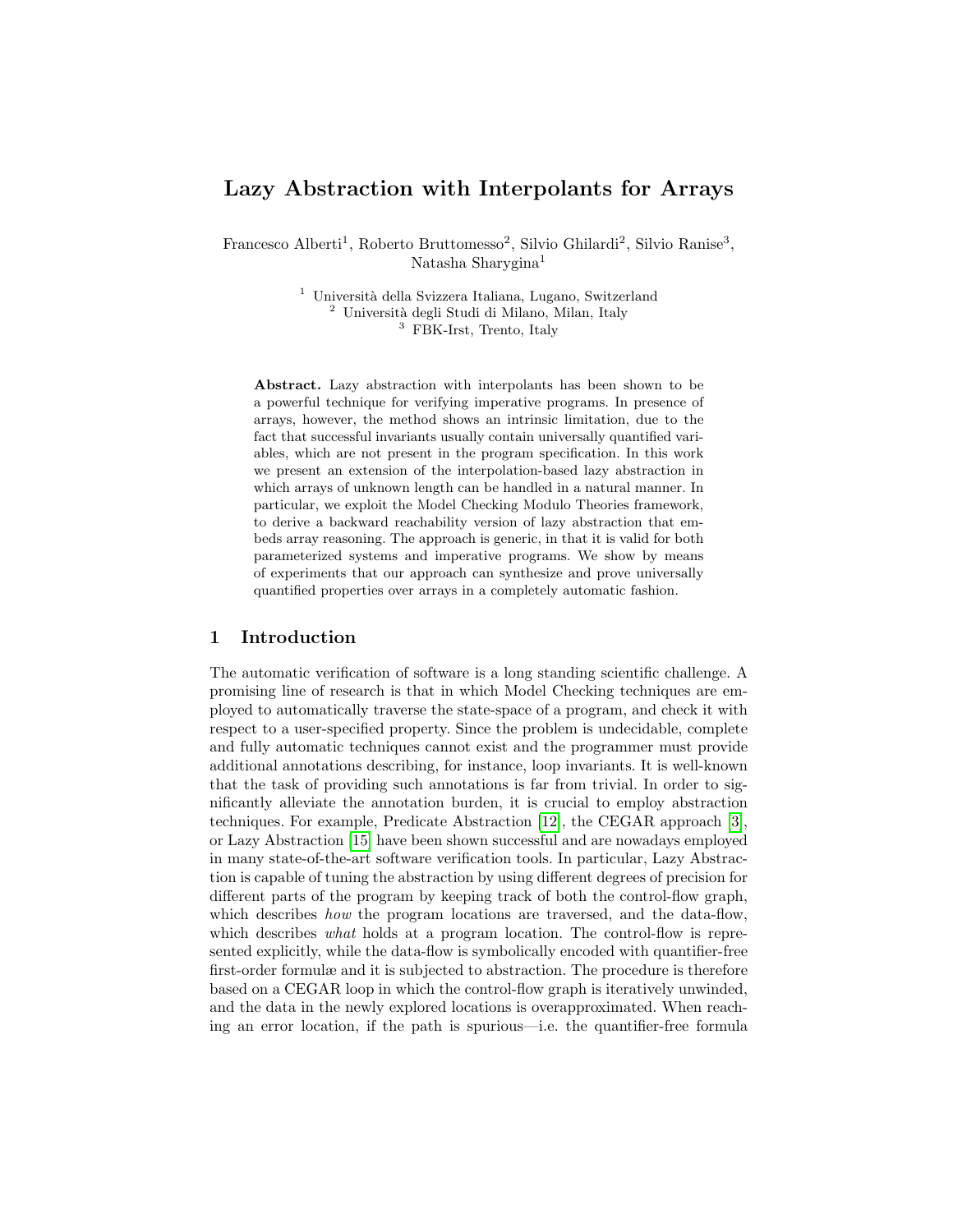# Lazy Abstraction with Interpolants for Arrays

Francesco Alberti[1], Roberto Bruttomesso[2], Silvio Ghilardi[2], Silvio Ranise[3], Natasha Sharygina[1]

[1] Università della Svizzera Italiana, Lugano, Switzerland
[2] Università degli Studi di Milano, Milan, Italy
[3] FBK-Irst, Trento, Italy

**Abstract.** Lazy abstraction with interpolants has been shown to be a powerful technique for verifying imperative programs. In presence of arrays, however, the method shows an intrinsic limitation, due to the fact that successful invariants usually contain universally quantified variables, which are not present in the program specification. In this work we present an extension of the interpolation-based lazy abstraction in which arrays of unknown length can be handled in a natural manner. In particular, we exploit the Model Checking Modulo Theories framework, to derive a backward reachability version of lazy abstraction that embeds array reasoning. The approach is generic, in that it is valid for both parameterized systems and imperative programs. We show by means of experiments that our approach can synthesize and prove universally quantified properties over arrays in a completely automatic fashion.

## 1 Introduction

The automatic verification of software is a long standing scientific challenge. A promising line of research is that in which Model Checking techniques are employed to automatically traverse the state-space of a program, and check it with respect to a user-specified property. Since the problem is undecidable, complete and fully automatic techniques cannot exist and the programmer must provide additional annotations describing, for instance, loop invariants. It is well-known that the task of providing such annotations is far from trivial. In order to significantly alleviate the annotation burden, it is crucial to employ abstraction techniques. For example, Predicate Abstraction [12], the CEGAR approach [3], or Lazy Abstraction [15] have been shown successful and are nowadays employed in many state-of-the-art software verification tools. In particular, Lazy Abstraction is capable of tuning the abstraction by using different degrees of precision for different parts of the program by keeping track of both the control-flow graph, which describes *how* the program locations are traversed, and the data-flow, which describes *what* holds at a program location. The control-flow is represented explicitly, while the data-flow is symbolically encoded with quantifier-free first-order formulæ and it is subjected to abstraction. The procedure is therefore based on a CEGAR loop in which the control-flow graph is iteratively unwinded, and the data in the newly explored locations is overapproximated. When reaching an error location, if the path is spurious—i.e. the quantifier-free formula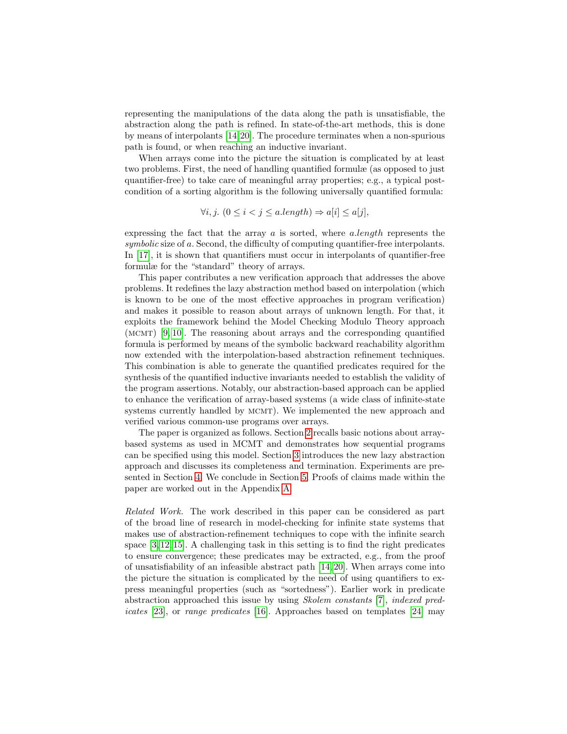representing the manipulations of the data along the path is unsatisfiable, the abstraction along the path is refined. In state-of-the-art methods, this is done by means of interpolants [14,20]. The procedure terminates when a non-spurious path is found, or when reaching an inductive invariant.

When arrays come into the picture the situation is complicated by at least two problems. First, the need of handling quantified formulæ (as opposed to just quantifier-free) to take care of meaningful array properties; e.g., a typical post-condition of a sorting algorithm is the following universally quantified formula:

$$\forall i, j.\ (0 \leq i < j \leq a.length) \Rightarrow a[i] \leq a[j],$$

expressing the fact that the array $a$ is sorted, where $a.length$ represents the *symbolic* size of $a$. Second, the difficulty of computing quantifier-free interpolants. In [17], it is shown that quantifiers must occur in interpolants of quantifier-free formulæ for the "standard" theory of arrays.

This paper contributes a new verification approach that addresses the above problems. It redefines the lazy abstraction method based on interpolation (which is known to be one of the most effective approaches in program verification) and makes it possible to reason about arrays of unknown length. For that, it exploits the framework behind the Model Checking Modulo Theory approach (MCMT) [9,10]. The reasoning about arrays and the corresponding quantified formula is performed by means of the symbolic backward reachability algorithm now extended with the interpolation-based abstraction refinement techniques. This combination is able to generate the quantified predicates required for the synthesis of the quantified inductive invariants needed to establish the validity of the program assertions. Notably, our abstraction-based approach can be applied to enhance the verification of array-based systems (a wide class of infinite-state systems currently handled by MCMT). We implemented the new approach and verified various common-use programs over arrays.

The paper is organized as follows. Section 2 recalls basic notions about array-based systems as used in MCMT and demonstrates how sequential programs can be specified using this model. Section 3 introduces the new lazy abstraction approach and discusses its completeness and termination. Experiments are presented in Section 4. We conclude in Section 5. Proofs of claims made within the paper are worked out in the Appendix A.

*Related Work.* The work described in this paper can be considered as part of the broad line of research in model-checking for infinite state systems that makes use of abstraction-refinement techniques to cope with the infinite search space [3,12,15]. A challenging task in this setting is to find the right predicates to ensure convergence; these predicates may be extracted, e.g., from the proof of unsatisfiability of an infeasible abstract path [14,20]. When arrays come into the picture the situation is complicated by the need of using quantifiers to express meaningful properties (such as "sortedness"). Earlier work in predicate abstraction approached this issue by using *Skolem constants* [7], *indexed predicates* [23], or *range predicates* [16]. Approaches based on templates [24] may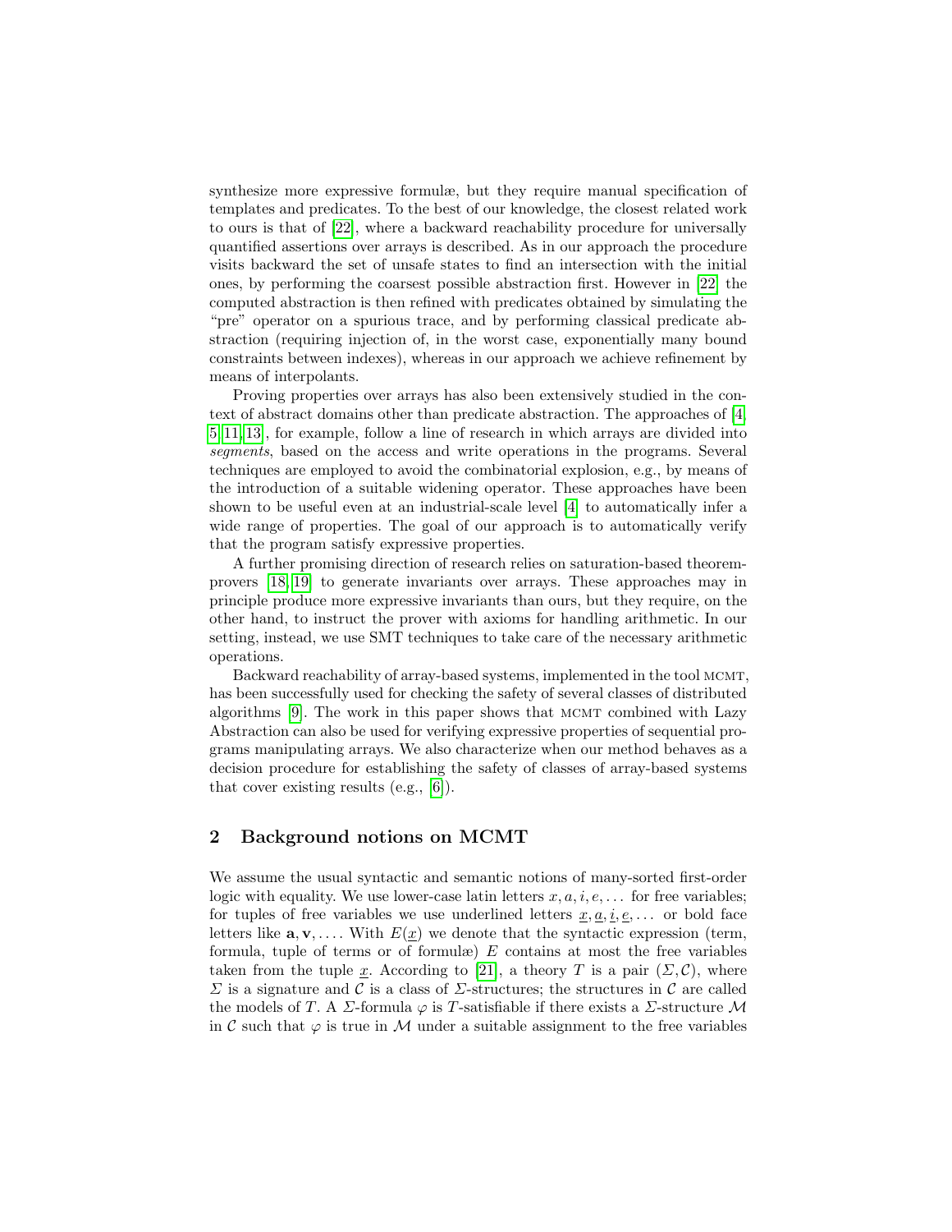synthesize more expressive formulæ, but they require manual specification of templates and predicates. To the best of our knowledge, the closest related work to ours is that of [22], where a backward reachability procedure for universally quantified assertions over arrays is described. As in our approach the procedure visits backward the set of unsafe states to find an intersection with the initial ones, by performing the coarsest possible abstraction first. However in [22] the computed abstraction is then refined with predicates obtained by simulating the "pre" operator on a spurious trace, and by performing classical predicate abstraction (requiring injection of, in the worst case, exponentially many bound constraints between indexes), whereas in our approach we achieve refinement by means of interpolants.

Proving properties over arrays has also been extensively studied in the context of abstract domains other than predicate abstraction. The approaches of [4, 5, 11, 13], for example, follow a line of research in which arrays are divided into *segments*, based on the access and write operations in the programs. Several techniques are employed to avoid the combinatorial explosion, e.g., by means of the introduction of a suitable widening operator. These approaches have been shown to be useful even at an industrial-scale level [4] to automatically infer a wide range of properties. The goal of our approach is to automatically verify that the program satisfy expressive properties.

A further promising direction of research relies on saturation-based theorem-provers [18, 19] to generate invariants over arrays. These approaches may in principle produce more expressive invariants than ours, but they require, on the other hand, to instruct the prover with axioms for handling arithmetic. In our setting, instead, we use SMT techniques to take care of the necessary arithmetic operations.

Backward reachability of array-based systems, implemented in the tool MCMT, has been successfully used for checking the safety of several classes of distributed algorithms [9]. The work in this paper shows that MCMT combined with Lazy Abstraction can also be used for verifying expressive properties of sequential programs manipulating arrays. We also characterize when our method behaves as a decision procedure for establishing the safety of classes of array-based systems that cover existing results (e.g., [6]).

## 2 Background notions on MCMT

We assume the usual syntactic and semantic notions of many-sorted first-order logic with equality. We use lower-case latin letters $x, a, i, e, \ldots$ for free variables; for tuples of free variables we use underlined letters $\underline{x}, \underline{a}, \underline{i}, \underline{e}, \ldots$ or bold face letters like $\mathbf{a}, \mathbf{v}, \ldots$. With $E(\underline{x})$ we denote that the syntactic expression (term, formula, tuple of terms or of formulæ) $E$ contains at most the free variables taken from the tuple $\underline{x}$. According to [21], a theory $T$ is a pair $(\Sigma, \mathcal{C})$, where $\Sigma$ is a signature and $\mathcal{C}$ is a class of $\Sigma$-structures; the structures in $\mathcal{C}$ are called the models of $T$. A $\Sigma$-formula $\varphi$ is $T$-satisfiable if there exists a $\Sigma$-structure $\mathcal{M}$ in $\mathcal{C}$ such that $\varphi$ is true in $\mathcal{M}$ under a suitable assignment to the free variables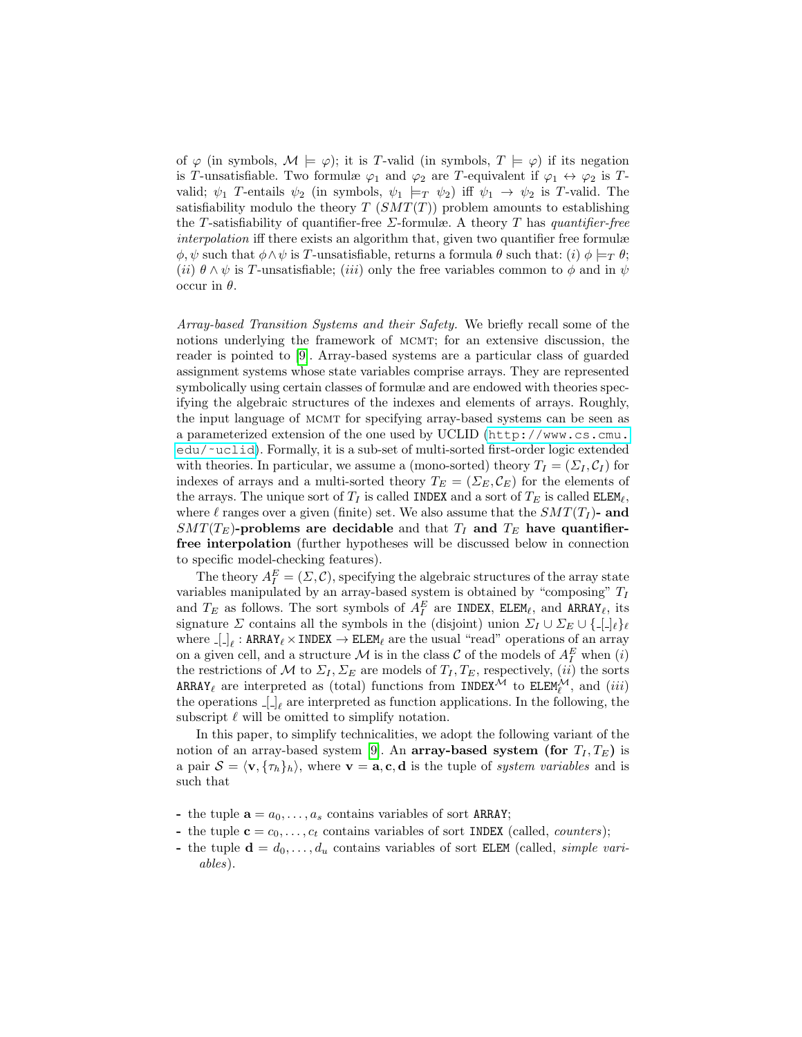of $\varphi$ (in symbols, $\mathcal{M} \models \varphi$); it is $T$-valid (in symbols, $T \models \varphi$) if its negation is $T$-unsatisfiable. Two formulæ $\varphi_1$ and $\varphi_2$ are $T$-equivalent if $\varphi_1 \leftrightarrow \varphi_2$ is $T$-valid; $\psi_1$ $T$-entails $\psi_2$ (in symbols, $\psi_1 \models_T \psi_2$) iff $\psi_1 \rightarrow \psi_2$ is $T$-valid. The satisfiability modulo the theory $T$ ($SMT(T)$) problem amounts to establishing the $T$-satisfiability of quantifier-free $\Sigma$-formulæ. A theory $T$ has *quantifier-free interpolation* iff there exists an algorithm that, given two quantifier free formulæ $\phi, \psi$ such that $\phi \wedge \psi$ is $T$-unsatisfiable, returns a formula $\theta$ such that: $(i)$ $\phi \models_T \theta$; $(ii)$ $\theta \wedge \psi$ is $T$-unsatisfiable; $(iii)$ only the free variables common to $\phi$ and in $\psi$ occur in $\theta$.

*Array-based Transition Systems and their Safety.* We briefly recall some of the notions underlying the framework of MCMT; for an extensive discussion, the reader is pointed to [9]. Array-based systems are a particular class of guarded assignment systems whose state variables comprise arrays. They are represented symbolically using certain classes of formulæ and are endowed with theories specifying the algebraic structures of the indexes and elements of arrays. Roughly, the input language of MCMT for specifying array-based systems can be seen as a parameterized extension of the one used by UCLID (http://www.cs.cmu.edu/~uclid). Formally, it is a sub-set of multi-sorted first-order logic extended with theories. In particular, we assume a (mono-sorted) theory $T_I = (\Sigma_I, \mathcal{C}_I)$ for indexes of arrays and a multi-sorted theory $T_E = (\Sigma_E, \mathcal{C}_E)$ for the elements of the arrays. The unique sort of $T_I$ is called INDEX and a sort of $T_E$ is called $\texttt{ELEM}_\ell$, where $\ell$ ranges over a given (finite) set. We also assume that the $SMT(T_I)$**- and** $SMT(T_E)$**-problems are decidable** and that $T_I$ **and** $T_E$ **have quantifier-free interpolation** (further hypotheses will be discussed below in connection to specific model-checking features).

The theory $A_I^E = (\Sigma, \mathcal{C})$, specifying the algebraic structures of the array state variables manipulated by an array-based system is obtained by "composing" $T_I$ and $T_E$ as follows. The sort symbols of $A_I^E$ are INDEX, $\texttt{ELEM}_\ell$, and $\texttt{ARRAY}_\ell$, its signature $\Sigma$ contains all the symbols in the (disjoint) union $\Sigma_I \cup \Sigma_E \cup \{\_[\_]_\ell\}_\ell$ where $\_[\_]_\ell : \texttt{ARRAY}_\ell \times \texttt{INDEX} \rightarrow \texttt{ELEM}_\ell$ are the usual "read" operations of an array on a given cell, and a structure $\mathcal{M}$ is in the class $\mathcal{C}$ of the models of $A_I^E$ when $(i)$ the restrictions of $\mathcal{M}$ to $\Sigma_I, \Sigma_E$ are models of $T_I, T_E$, respectively, $(ii)$ the sorts $\texttt{ARRAY}_\ell$ are interpreted as (total) functions from $\texttt{INDEX}^{\mathcal{M}}$ to $\texttt{ELEM}_\ell^{\mathcal{M}}$, and $(iii)$ the operations $\_[\_]_\ell$ are interpreted as function applications. In the following, the subscript $\ell$ will be omitted to simplify notation.

In this paper, to simplify technicalities, we adopt the following variant of the notion of an array-based system [9]. An **array-based system (for** $T_I, T_E$**)** is a pair $\mathcal{S} = \langle \mathbf{v}, \{\tau_h\}_h \rangle$, where $\mathbf{v} = \mathbf{a}, \mathbf{c}, \mathbf{d}$ is the tuple of *system variables* and is such that

- the tuple $\mathbf{a} = a_0, \ldots, a_s$ contains variables of sort ARRAY;
- the tuple $\mathbf{c} = c_0, \ldots, c_t$ contains variables of sort INDEX (called, *counters*);
- the tuple $\mathbf{d} = d_0, \ldots, d_u$ contains variables of sort ELEM (called, *simple variables*).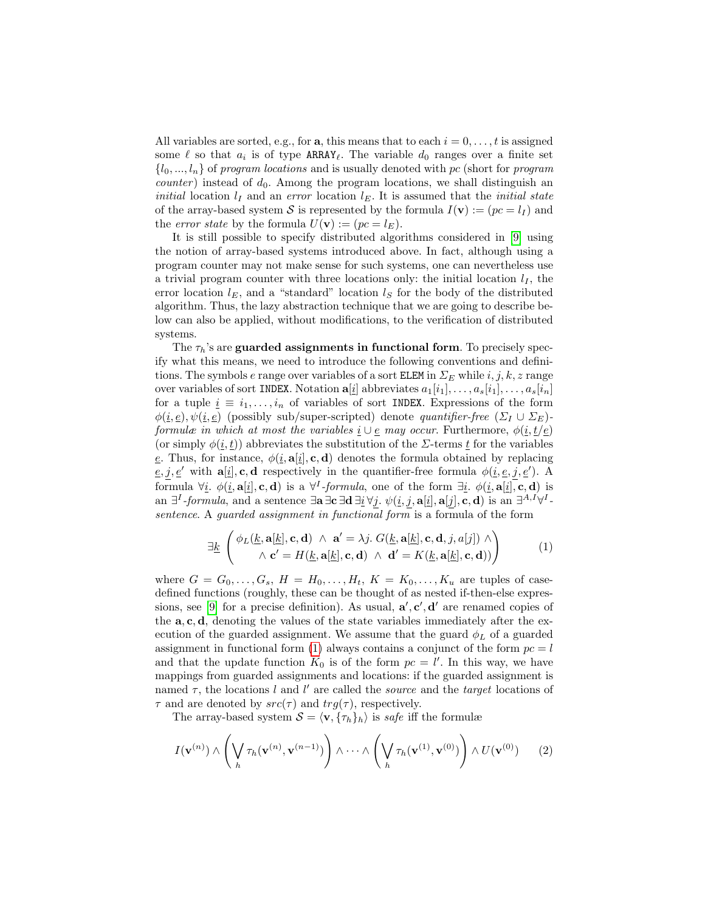All variables are sorted, e.g., for $\mathbf{a}$, this means that to each $i = 0, \ldots, t$ is assigned some $\ell$ so that $a_i$ is of type $\texttt{ARRAY}_\ell$. The variable $d_0$ ranges over a finite set $\{l_0, ..., l_n\}$ of *program locations* and is usually denoted with $pc$ (short for *program counter*) instead of $d_0$. Among the program locations, we shall distinguish an *initial* location $l_I$ and an *error* location $l_E$. It is assumed that the *initial state* of the array-based system $\mathcal{S}$ is represented by the formula $I(\mathbf{v}) := (pc = l_I)$ and the *error state* by the formula $U(\mathbf{v}) := (pc = l_E)$.

It is still possible to specify distributed algorithms considered in [9] using the notion of array-based systems introduced above. In fact, although using a program counter may not make sense for such systems, one can nevertheless use a trivial program counter with three locations only: the initial location $l_I$, the error location $l_E$, and a "standard" location $l_S$ for the body of the distributed algorithm. Thus, the lazy abstraction technique that we are going to describe below can also be applied, without modifications, to the verification of distributed systems.

The $\tau_h$'s are **guarded assignments in functional form**. To precisely specify what this means, we need to introduce the following conventions and definitions. The symbols $e$ range over variables of a sort $\texttt{ELEM}$ in $\Sigma_E$ while $i, j, k, z$ range over variables of sort $\texttt{INDEX}$. Notation $\mathbf{a}[\underline{i}]$ abbreviates $a_1[i_1], \ldots, a_s[i_1], \ldots, a_s[i_n]$ for a tuple $\underline{i} \equiv i_1, \ldots, i_n$ of variables of sort $\texttt{INDEX}$. Expressions of the form $\phi(\underline{i}, \underline{e}), \psi(\underline{i}, \underline{e})$ (possibly sub/super-scripted) denote *quantifier-free* $(\Sigma_I \cup \Sigma_E)$-*formulæ in which at most the variables* $\underline{i} \cup \underline{e}$ *may occur*. Furthermore, $\phi(\underline{i}, \underline{t}/\underline{e})$ (or simply $\phi(\underline{i}, \underline{t})$) abbreviates the substitution of the $\Sigma$-terms $\underline{t}$ for the variables $\underline{e}$. Thus, for instance, $\phi(\underline{i}, \mathbf{a}[\underline{i}], \mathbf{c}, \mathbf{d})$ denotes the formula obtained by replacing $\underline{e}, \underline{j}, \underline{e}'$ with $\mathbf{a}[\underline{i}], \mathbf{c}, \mathbf{d}$ respectively in the quantifier-free formula $\phi(\underline{i}, \underline{e}, \underline{j}, \underline{e}')$. A formula $\forall \underline{i}.\ \phi(\underline{i}, \mathbf{a}[\underline{i}], \mathbf{c}, \mathbf{d})$ is a $\forall^I$-*formula*, one of the form $\exists \underline{i}.\ \phi(\underline{i}, \mathbf{a}[\underline{i}], \mathbf{c}, \mathbf{d})$ is an $\exists^I$-*formula*, and a sentence $\exists \mathbf{a}\, \exists \mathbf{c}\, \exists \mathbf{d}\, \exists \underline{i}\, \forall \underline{j}.\ \psi(\underline{i}, \underline{j}, \mathbf{a}[\underline{i}], \mathbf{a}[\underline{j}], \mathbf{c}, \mathbf{d})$ is an $\exists^{A,I}\forall^I$-*sentence*. A *guarded assignment in functional form* is a formula of the form

$$\exists \underline{k} \left( \begin{array}{c} \phi_L(\underline{k}, \mathbf{a}[\underline{k}], \mathbf{c}, \mathbf{d}) \ \wedge\ \mathbf{a}' = \lambda j.\ G(\underline{k}, \mathbf{a}[\underline{k}], \mathbf{c}, \mathbf{d}, j, a[j]) \ \wedge \\ \wedge\ \mathbf{c}' = H(\underline{k}, \mathbf{a}[\underline{k}], \mathbf{c}, \mathbf{d}) \ \wedge\ \mathbf{d}' = K(\underline{k}, \mathbf{a}[\underline{k}], \mathbf{c}, \mathbf{d})) \end{array} \right) \tag{1}$$

where $G = G_0, \ldots, G_s$, $H = H_0, \ldots, H_t$, $K = K_0, \ldots, K_u$ are tuples of case-defined functions (roughly, these can be thought of as nested if-then-else expressions, see [9] for a precise definition). As usual, $\mathbf{a}', \mathbf{c}', \mathbf{d}'$ are renamed copies of the $\mathbf{a}, \mathbf{c}, \mathbf{d}$, denoting the values of the state variables immediately after the execution of the guarded assignment. We assume that the guard $\phi_L$ of a guarded assignment in functional form (1) always contains a conjunct of the form $pc = l$ and that the update function $K_0$ is of the form $pc = l'$. In this way, we have mappings from guarded assignments and locations: if the guarded assignment is named $\tau$, the locations $l$ and $l'$ are called the *source* and the *target* locations of $\tau$ and are denoted by $src(\tau)$ and $trg(\tau)$, respectively.

The array-based system $\mathcal{S} = \langle \mathbf{v}, \{\tau_h\}_h \rangle$ is *safe* iff the formulæ

$$I(\mathbf{v}^{(n)}) \wedge \left( \bigvee_h \tau_h(\mathbf{v}^{(n)}, \mathbf{v}^{(n-1)}) \right) \wedge \cdots \wedge \left( \bigvee_h \tau_h(\mathbf{v}^{(1)}, \mathbf{v}^{(0)}) \right) \wedge U(\mathbf{v}^{(0)}) \tag{2}$$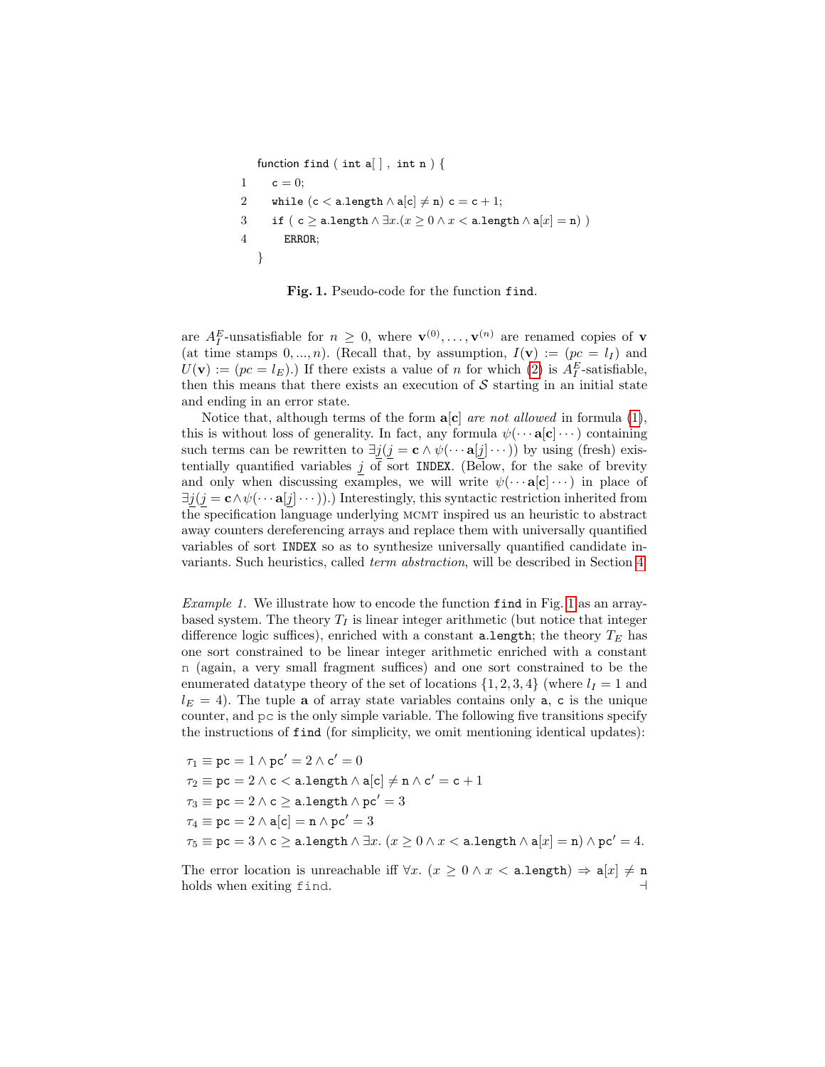```
   function find ( int a[ ] , int n ) {
1     c = 0;
2     while (c < a.length ∧ a[c] ≠ n) c = c + 1;
3     if ( c ≥ a.length ∧ ∃x.(x ≥ 0 ∧ x < a.length ∧ a[x] = n) )
4       ERROR;
   }
```

**Fig. 1.** Pseudo-code for the function `find`.

are $A_I^E$-unsatisfiable for $n \geq 0$, where $\mathbf{v}^{(0)}, \ldots, \mathbf{v}^{(n)}$ are renamed copies of $\mathbf{v}$ (at time stamps $0, ..., n$). (Recall that, by assumption, $I(\mathbf{v}) := (pc = l_I)$ and $U(\mathbf{v}) := (pc = l_E)$.) If there exists a value of $n$ for which (2) is $A_I^E$-satisfiable, then this means that there exists an execution of $\mathcal{S}$ starting in an initial state and ending in an error state.

Notice that, although terms of the form $\mathbf{a}[\mathbf{c}]$ *are not allowed* in formula (1), this is without loss of generality. In fact, any formula $\psi(\cdots \mathbf{a}[\mathbf{c}] \cdots)$ containing such terms can be rewritten to $\exists \underline{j}(\underline{j} = \mathbf{c} \wedge \psi(\cdots \mathbf{a}[\underline{j}] \cdots))$ by using (fresh) existentially quantified variables $\underline{j}$ of sort `INDEX`. (Below, for the sake of brevity and only when discussing examples, we will write $\psi(\cdots \mathbf{a}[\mathbf{c}] \cdots)$ in place of $\exists \underline{j}(\underline{j} = \mathbf{c} \wedge \psi(\cdots \mathbf{a}[\underline{j}] \cdots))$.) Interestingly, this syntactic restriction inherited from the specification language underlying MCMT inspired us an heuristic to abstract away counters dereferencing arrays and replace them with universally quantified variables of sort `INDEX` so as to synthesize universally quantified candidate invariants. Such heuristics, called *term abstraction*, will be described in Section 4.

*Example 1.* We illustrate how to encode the function `find` in Fig. 1 as an array-based system. The theory $T_I$ is linear integer arithmetic (but notice that integer difference logic suffices), enriched with a constant `a.length`; the theory $T_E$ has one sort constrained to be linear integer arithmetic enriched with a constant n (again, a very small fragment suffices) and one sort constrained to be the enumerated datatype theory of the set of locations $\{1, 2, 3, 4\}$ (where $l_I = 1$ and $l_E = 4$). The tuple $\mathbf{a}$ of array state variables contains only a, c is the unique counter, and pc is the only simple variable. The following five transitions specify the instructions of `find` (for simplicity, we omit mentioning identical updates):

$$\tau_1 \equiv \mathtt{pc} = 1 \wedge \mathtt{pc}' = 2 \wedge \mathtt{c}' = 0$$
$$\tau_2 \equiv \mathtt{pc} = 2 \wedge \mathtt{c} < \mathtt{a.length} \wedge \mathtt{a}[\mathtt{c}] \neq \mathtt{n} \wedge \mathtt{c}' = \mathtt{c} + 1$$
$$\tau_3 \equiv \mathtt{pc} = 2 \wedge \mathtt{c} \geq \mathtt{a.length} \wedge \mathtt{pc}' = 3$$
$$\tau_4 \equiv \mathtt{pc} = 2 \wedge \mathtt{a}[\mathtt{c}] = \mathtt{n} \wedge \mathtt{pc}' = 3$$
$$\tau_5 \equiv \mathtt{pc} = 3 \wedge \mathtt{c} \geq \mathtt{a.length} \wedge \exists x.\ (x \geq 0 \wedge x < \mathtt{a.length} \wedge \mathtt{a}[x] = \mathtt{n}) \wedge \mathtt{pc}' = 4.$$

The error location is unreachable iff $\forall x.\ (x \geq 0 \wedge x < \mathtt{a.length}) \Rightarrow \mathtt{a}[x] \neq \mathtt{n}$ holds when exiting find. ⊣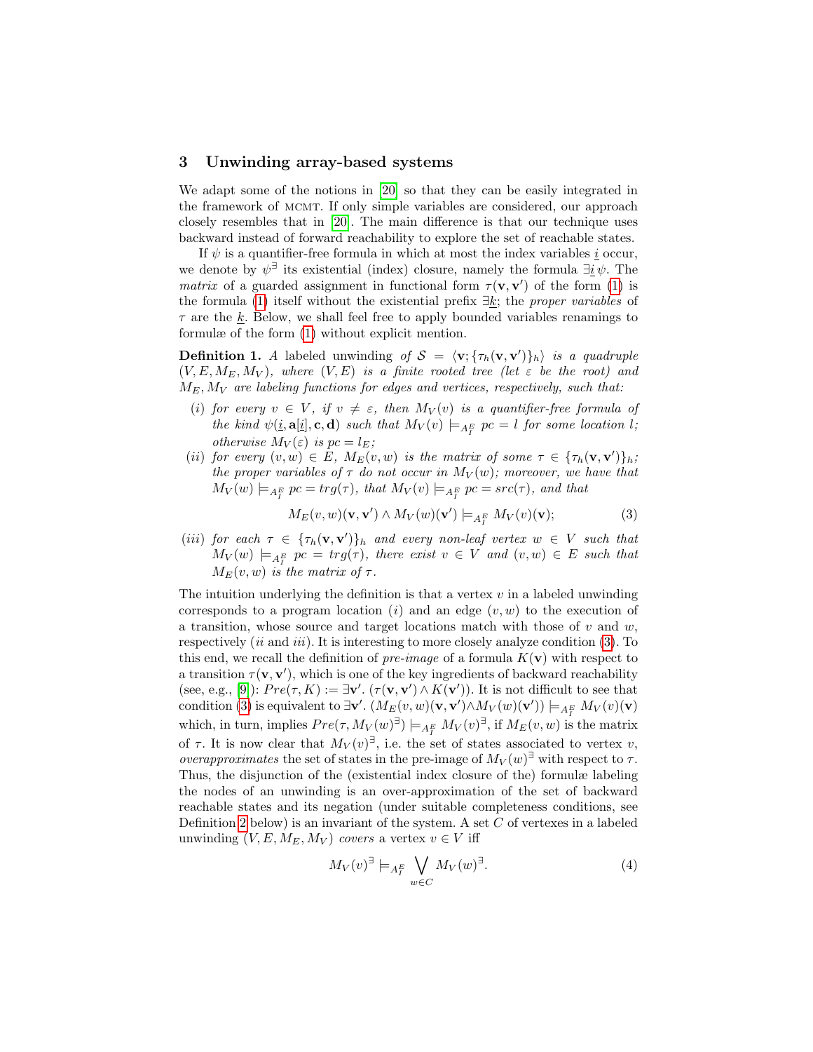## 3 Unwinding array-based systems

We adapt some of the notions in [20] so that they can be easily integrated in the framework of MCMT. If only simple variables are considered, our approach closely resembles that in [20]. The main difference is that our technique uses backward instead of forward reachability to explore the set of reachable states.

If $\psi$ is a quantifier-free formula in which at most the index variables $\underline{i}$ occur, we denote by $\psi^{\exists}$ its existential (index) closure, namely the formula $\exists \underline{i}\, \psi$. The *matrix* of a guarded assignment in functional form $\tau(\mathbf{v}, \mathbf{v}')$ of the form (1) is the formula (1) itself without the existential prefix $\exists \underline{k}$; the *proper variables* of $\tau$ are the $\underline{k}$. Below, we shall feel free to apply bounded variables renamings to formulæ of the form (1) without explicit mention.

**Definition 1.** *A* labeled unwinding *of* $\mathcal{S} = \langle \mathbf{v}; \{\tau_h(\mathbf{v}, \mathbf{v}')\}_h \rangle$ *is a quadruple* $(V, E, M_E, M_V)$*, where* $(V, E)$ *is a finite rooted tree (let* $\varepsilon$ *be the root) and* $M_E, M_V$ *are labeling functions for edges and vertices, respectively, such that:*

- *(i) for every* $v \in V$*, if* $v \neq \varepsilon$*, then* $M_V(v)$ *is a quantifier-free formula of the kind* $\psi(\underline{i}, \mathbf{a}[\underline{i}], \mathbf{c}, \mathbf{d})$ *such that* $M_V(v) \models_{A_I^E} pc = l$ *for some location* $l$*; otherwise* $M_V(\varepsilon)$ *is* $pc = l_E$*;*
- *(ii) for every* $(v, w) \in E$*,* $M_E(v, w)$ *is the matrix of some* $\tau \in \{\tau_h(\mathbf{v}, \mathbf{v}')\}_h$*; the proper variables of* $\tau$ *do not occur in* $M_V(w)$*; moreover, we have that* $M_V(w) \models_{A_I^E} pc = trg(\tau)$*, that* $M_V(v) \models_{A_I^E} pc = src(\tau)$*, and that*

$$M_E(v, w)(\mathbf{v}, \mathbf{v}') \wedge M_V(w)(\mathbf{v}') \models_{A_I^E} M_V(v)(\mathbf{v}); \tag{3}$$

- *(iii) for each* $\tau \in \{\tau_h(\mathbf{v}, \mathbf{v}')\}_h$ *and every non-leaf vertex* $w \in V$ *such that* $M_V(w) \models_{A_I^E} pc = trg(\tau)$*, there exist* $v \in V$ *and* $(v, w) \in E$ *such that* $M_E(v, w)$ *is the matrix of* $\tau$*.*

The intuition underlying the definition is that a vertex $v$ in a labeled unwinding corresponds to a program location $(i)$ and an edge $(v, w)$ to the execution of a transition, whose source and target locations match with those of $v$ and $w$, respectively ($ii$ and $iii$). It is interesting to more closely analyze condition (3). To this end, we recall the definition of *pre-image* of a formula $K(\mathbf{v})$ with respect to a transition $\tau(\mathbf{v}, \mathbf{v}')$, which is one of the key ingredients of backward reachability (see, e.g., [9]): $Pre(\tau, K) := \exists \mathbf{v}'.\, (\tau(\mathbf{v}, \mathbf{v}') \wedge K(\mathbf{v}'))$. It is not difficult to see that condition (3) is equivalent to $\exists \mathbf{v}'.\, (M_E(v, w)(\mathbf{v}, \mathbf{v}') \wedge M_V(w)(\mathbf{v}')) \models_{A_I^E} M_V(v)(\mathbf{v})$ which, in turn, implies $Pre(\tau, M_V(w)^{\exists}) \models_{A_I^E} M_V(v)^{\exists}$, if $M_E(v, w)$ is the matrix of $\tau$. It is now clear that $M_V(v)^{\exists}$, i.e. the set of states associated to vertex $v$, *overapproximates* the set of states in the pre-image of $M_V(w)^{\exists}$ with respect to $\tau$. Thus, the disjunction of the (existential index closure of the) formulæ labeling the nodes of an unwinding is an over-approximation of the set of backward reachable states and its negation (under suitable completeness conditions, see Definition 2 below) is an invariant of the system. A set $C$ of vertexes in a labeled unwinding $(V, E, M_E, M_V)$ *covers* a vertex $v \in V$ iff

$$M_V(v)^{\exists} \models_{A_I^E} \bigvee_{w \in C} M_V(w)^{\exists}. \tag{4}$$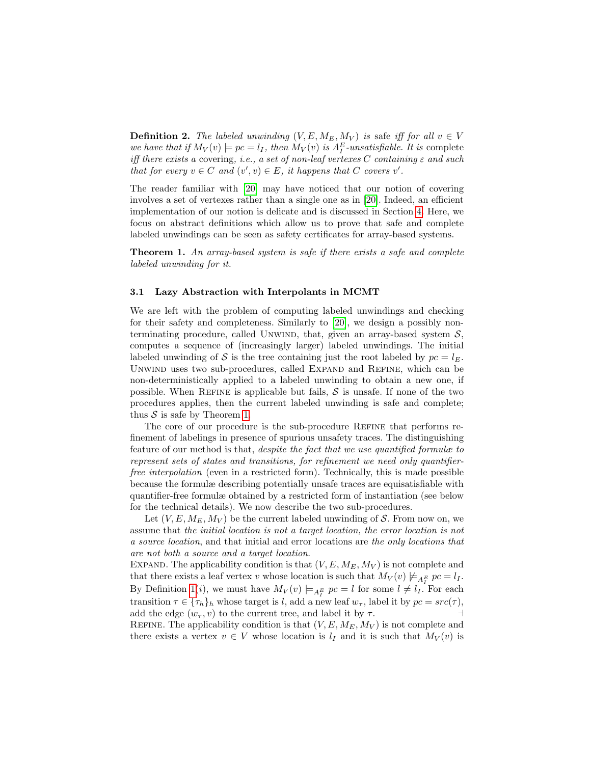**Definition 2.** *The labeled unwinding $(V, E, M_E, M_V)$ is* safe *iff for all $v \in V$ we have that if $M_V(v) \models pc = l_I$, then $M_V(v)$ is $A_I^E$-unsatisfiable. It is* complete *iff there exists a* covering*, i.e., a set of non-leaf vertexes $C$ containing $\varepsilon$ and such that for every $v \in C$ and $(v', v) \in E$, it happens that $C$ covers $v'$.*

The reader familiar with [20] may have noticed that our notion of covering involves a set of vertexes rather than a single one as in [20]. Indeed, an efficient implementation of our notion is delicate and is discussed in Section 4. Here, we focus on abstract definitions which allow us to prove that safe and complete labeled unwindings can be seen as safety certificates for array-based systems.

**Theorem 1.** *An array-based system is safe if there exists a safe and complete labeled unwinding for it.*

### 3.1 Lazy Abstraction with Interpolants in MCMT

We are left with the problem of computing labeled unwindings and checking for their safety and completeness. Similarly to [20], we design a possibly non-terminating procedure, called Unwind, that, given an array-based system $\mathcal{S}$, computes a sequence of (increasingly larger) labeled unwindings. The initial labeled unwinding of $\mathcal{S}$ is the tree containing just the root labeled by $pc = l_E$. Unwind uses two sub-procedures, called Expand and Refine, which can be non-deterministically applied to a labeled unwinding to obtain a new one, if possible. When Refine is applicable but fails, $\mathcal{S}$ is unsafe. If none of the two procedures applies, then the current labeled unwinding is safe and complete; thus $\mathcal{S}$ is safe by Theorem 1.

The core of our procedure is the sub-procedure Refine that performs refinement of labelings in presence of spurious unsafety traces. The distinguishing feature of our method is that, *despite the fact that we use quantified formulæ to represent sets of states and transitions, for refinement we need only quantifier-free interpolation* (even in a restricted form). Technically, this is made possible because the formulæ describing potentially unsafe traces are equisatisfiable with quantifier-free formulæ obtained by a restricted form of instantiation (see below for the technical details). We now describe the two sub-procedures.

Let $(V, E, M_E, M_V)$ be the current labeled unwinding of $\mathcal{S}$. From now on, we assume that *the initial location is not a target location, the error location is not a source location*, and that initial and error locations are *the only locations that are not both a source and a target location.*

Expand. The applicability condition is that $(V, E, M_E, M_V)$ is not complete and that there exists a leaf vertex $v$ whose location is such that $M_V(v) \not\models_{A_I^E} pc = l_I$. By Definition 1$(i)$, we must have $M_V(v) \models_{A_I^E} pc = l$ for some $l \neq l_I$. For each transition $\tau \in \{\tau_h\}_h$ whose target is $l$, add a new leaf $w_\tau$, label it by $pc = src(\tau)$, add the edge $(w_\tau, v)$ to the current tree, and label it by $\tau$. $\dashv$

Refine. The applicability condition is that $(V, E, M_E, M_V)$ is not complete and there exists a vertex $v \in V$ whose location is $l_I$ and it is such that $M_V(v)$ is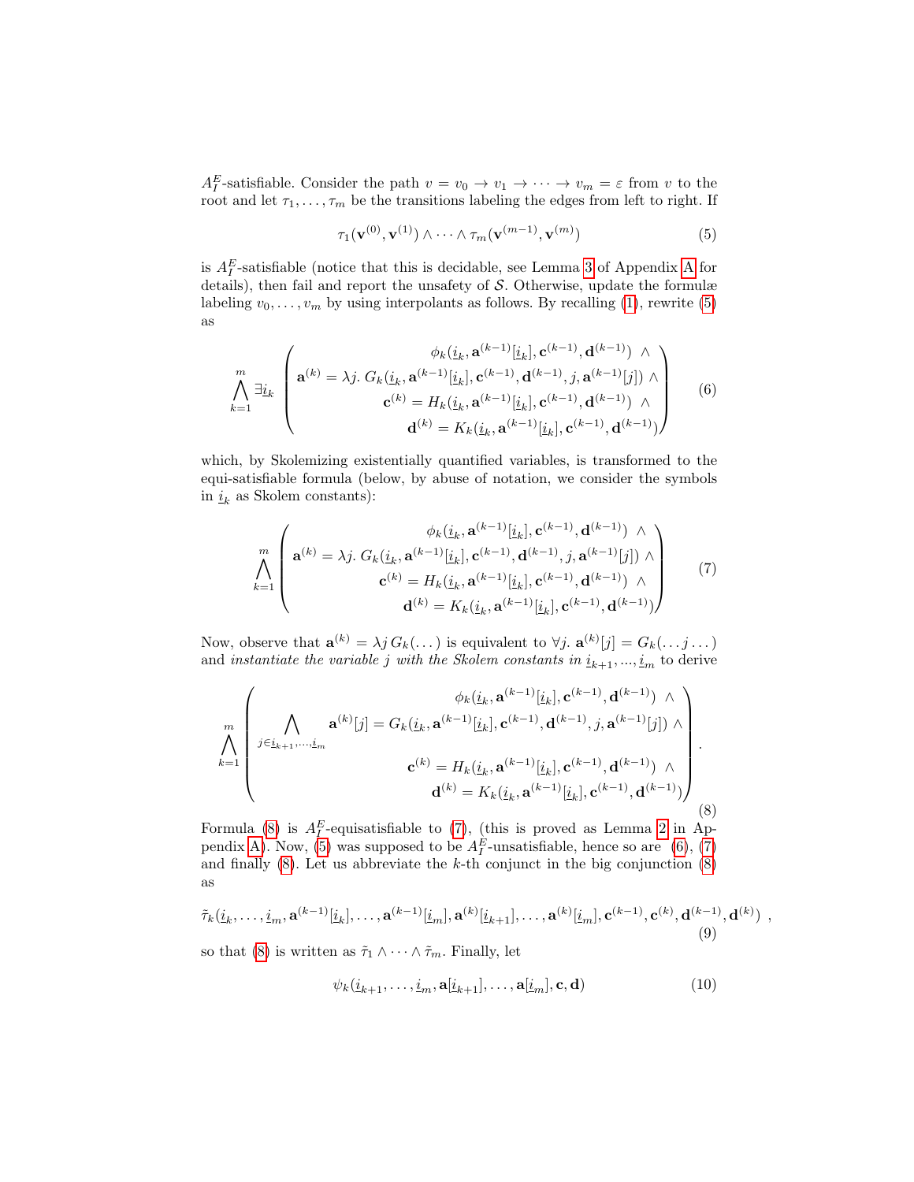$A_I^E$-satisfiable. Consider the path $v = v_0 \to v_1 \to \cdots \to v_m = \varepsilon$ from $v$ to the root and let $\tau_1, \ldots, \tau_m$ be the transitions labeling the edges from left to right. If

$$\tau_1(\mathbf{v}^{(0)}, \mathbf{v}^{(1)}) \wedge \cdots \wedge \tau_m(\mathbf{v}^{(m-1)}, \mathbf{v}^{(m)}) \tag{5}$$

is $A_I^E$-satisfiable (notice that this is decidable, see Lemma 3 of Appendix A for details), then fail and report the unsafety of $\mathcal{S}$. Otherwise, update the formulæ labeling $v_0, \ldots, v_m$ by using interpolants as follows. By recalling (1), rewrite (5) as

$$\bigwedge_{k=1}^{m} \exists \underline{i}_k \left( \begin{array}{r} \phi_k(\underline{i}_k, \mathbf{a}^{(k-1)}[\underline{i}_k], \mathbf{c}^{(k-1)}, \mathbf{d}^{(k-1)}) \ \wedge \\ \mathbf{a}^{(k)} = \lambda j.\ G_k(\underline{i}_k, \mathbf{a}^{(k-1)}[\underline{i}_k], \mathbf{c}^{(k-1)}, \mathbf{d}^{(k-1)}, j, \mathbf{a}^{(k-1)}[j]) \wedge \\ \mathbf{c}^{(k)} = H_k(\underline{i}_k, \mathbf{a}^{(k-1)}[\underline{i}_k], \mathbf{c}^{(k-1)}, \mathbf{d}^{(k-1)}) \ \wedge \\ \mathbf{d}^{(k)} = K_k(\underline{i}_k, \mathbf{a}^{(k-1)}[\underline{i}_k], \mathbf{c}^{(k-1)}, \mathbf{d}^{(k-1)}) \end{array} \right) \tag{6}$$

which, by Skolemizing existentially quantified variables, is transformed to the equi-satisfiable formula (below, by abuse of notation, we consider the symbols in $\underline{i}_k$ as Skolem constants):

$$\bigwedge_{k=1}^{m} \left( \begin{array}{r} \phi_k(\underline{i}_k, \mathbf{a}^{(k-1)}[\underline{i}_k], \mathbf{c}^{(k-1)}, \mathbf{d}^{(k-1)}) \ \wedge \\ \mathbf{a}^{(k)} = \lambda j.\ G_k(\underline{i}_k, \mathbf{a}^{(k-1)}[\underline{i}_k], \mathbf{c}^{(k-1)}, \mathbf{d}^{(k-1)}, j, \mathbf{a}^{(k-1)}[j]) \wedge \\ \mathbf{c}^{(k)} = H_k(\underline{i}_k, \mathbf{a}^{(k-1)}[\underline{i}_k], \mathbf{c}^{(k-1)}, \mathbf{d}^{(k-1)}) \ \wedge \\ \mathbf{d}^{(k)} = K_k(\underline{i}_k, \mathbf{a}^{(k-1)}[\underline{i}_k], \mathbf{c}^{(k-1)}, \mathbf{d}^{(k-1)}) \end{array} \right) \tag{7}$$

Now, observe that $\mathbf{a}^{(k)} = \lambda j\, G_k(\dots)$ is equivalent to $\forall j.\ \mathbf{a}^{(k)}[j] = G_k(\dots j \dots)$ and *instantiate the variable* $j$ *with the Skolem constants in* $\underline{i}_{k+1}, ..., \underline{i}_m$ to derive

$$\bigwedge_{k=1}^{m} \left( \begin{array}{r} \phi_k(\underline{i}_k, \mathbf{a}^{(k-1)}[\underline{i}_k], \mathbf{c}^{(k-1)}, \mathbf{d}^{(k-1)}) \ \wedge \\ \displaystyle\bigwedge_{j \in \underline{i}_{k+1}, \ldots, \underline{i}_m} \mathbf{a}^{(k)}[j] = G_k(\underline{i}_k, \mathbf{a}^{(k-1)}[\underline{i}_k], \mathbf{c}^{(k-1)}, \mathbf{d}^{(k-1)}, j, \mathbf{a}^{(k-1)}[j]) \wedge \\ \mathbf{c}^{(k)} = H_k(\underline{i}_k, \mathbf{a}^{(k-1)}[\underline{i}_k], \mathbf{c}^{(k-1)}, \mathbf{d}^{(k-1)}) \ \wedge \\ \mathbf{d}^{(k)} = K_k(\underline{i}_k, \mathbf{a}^{(k-1)}[\underline{i}_k], \mathbf{c}^{(k-1)}, \mathbf{d}^{(k-1)}) \end{array} \right). \tag{8}$$

Formula (8) is $A_I^E$-equisatisfiable to (7), (this is proved as Lemma 2 in Appendix A). Now, (5) was supposed to be $A_I^E$-unsatisfiable, hence so are (6), (7) and finally (8). Let us abbreviate the $k$-th conjunct in the big conjunction (8) as

$$\tilde{\tau}_k(\underline{i}_k, \ldots, \underline{i}_m, \mathbf{a}^{(k-1)}[\underline{i}_k], \ldots, \mathbf{a}^{(k-1)}[\underline{i}_m], \mathbf{a}^{(k)}[\underline{i}_{k+1}], \ldots, \mathbf{a}^{(k)}[\underline{i}_m], \mathbf{c}^{(k-1)}, \mathbf{c}^{(k)}, \mathbf{d}^{(k-1)}, \mathbf{d}^{(k)}) \ , \tag{9}$$

so that (8) is written as $\tilde{\tau}_1 \wedge \cdots \wedge \tilde{\tau}_m$. Finally, let

$$\psi_k(\underline{i}_{k+1}, \ldots, \underline{i}_m, \mathbf{a}[\underline{i}_{k+1}], \ldots, \mathbf{a}[\underline{i}_m], \mathbf{c}, \mathbf{d}) \tag{10}$$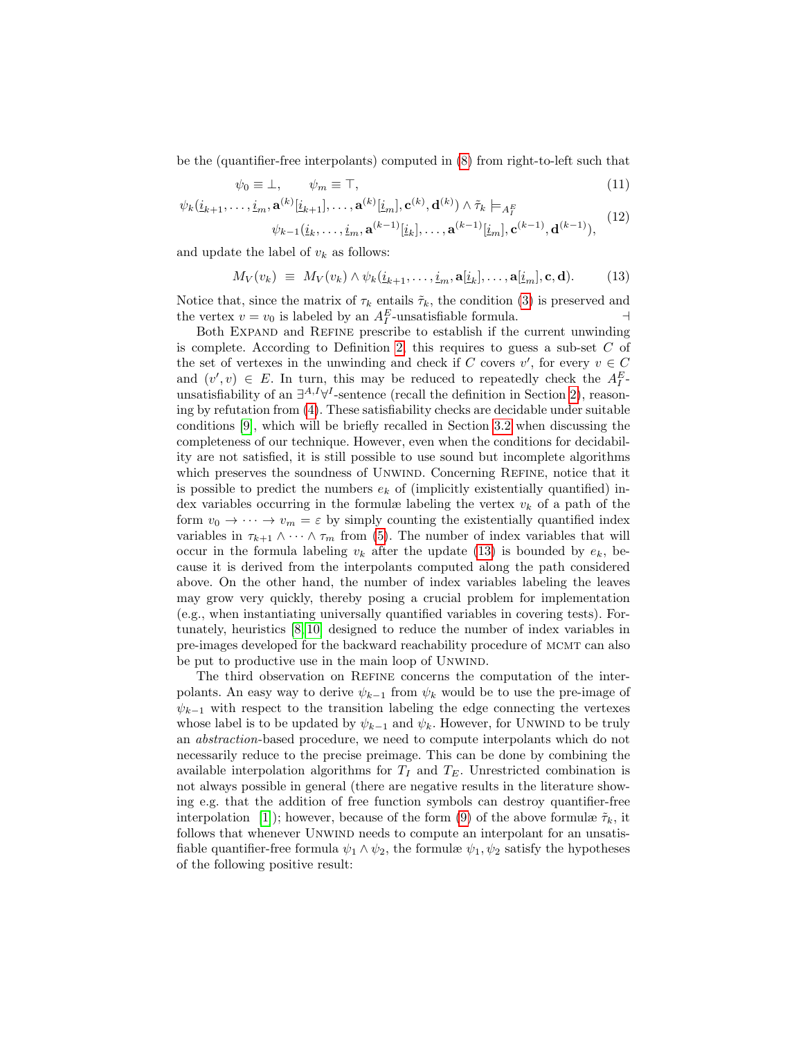be the (quantifier-free interpolants) computed in (8) from right-to-left such that

$$\psi_0 \equiv \bot, \qquad \psi_m \equiv \top, \tag{11}$$

$$\psi_k(\underline{i}_{k+1}, \ldots, \underline{i}_m, \mathbf{a}^{(k)}[\underline{i}_{k+1}], \ldots, \mathbf{a}^{(k)}[\underline{i}_m], \mathbf{c}^{(k)}, \mathbf{d}^{(k)}) \wedge \tilde{\tau}_k \models_{A_I^E} \psi_{k-1}(\underline{i}_k, \ldots, \underline{i}_m, \mathbf{a}^{(k-1)}[\underline{i}_k], \ldots, \mathbf{a}^{(k-1)}[\underline{i}_m], \mathbf{c}^{(k-1)}, \mathbf{d}^{(k-1)}), \tag{12}$$

and update the label of $v_k$ as follows:

$$M_V(v_k) \;\equiv\; M_V(v_k) \wedge \psi_k(\underline{i}_{k+1}, \ldots, \underline{i}_m, \mathbf{a}[\underline{i}_k], \ldots, \mathbf{a}[\underline{i}_m], \mathbf{c}, \mathbf{d}). \tag{13}$$

Notice that, since the matrix of $\tau_k$ entails $\tilde{\tau}_k$, the condition (3) is preserved and the vertex $v = v_0$ is labeled by an $A_I^E$-unsatisfiable formula. ⊣

Both Expand and Refine prescribe to establish if the current unwinding is complete. According to Definition 2, this requires to guess a sub-set $C$ of the set of vertexes in the unwinding and check if $C$ covers $v'$, for every $v \in C$ and $(v', v) \in E$. In turn, this may be reduced to repeatedly check the $A_I^E$-unsatisfiability of an $\exists^{A,I}\forall^I$-sentence (recall the definition in Section 2), reasoning by refutation from (4). These satisfiability checks are decidable under suitable conditions [9], which will be briefly recalled in Section 3.2 when discussing the completeness of our technique. However, even when the conditions for decidability are not satisfied, it is still possible to use sound but incomplete algorithms which preserves the soundness of Unwind. Concerning Refine, notice that it is possible to predict the numbers $e_k$ of (implicitly existentially quantified) index variables occurring in the formulæ labeling the vertex $v_k$ of a path of the form $v_0 \to \cdots \to v_m = \varepsilon$ by simply counting the existentially quantified index variables in $\tau_{k+1} \wedge \cdots \wedge \tau_m$ from (5). The number of index variables that will occur in the formula labeling $v_k$ after the update (13) is bounded by $e_k$, because it is derived from the interpolants computed along the path considered above. On the other hand, the number of index variables labeling the leaves may grow very quickly, thereby posing a crucial problem for implementation (e.g., when instantiating universally quantified variables in covering tests). Fortunately, heuristics [8,10] designed to reduce the number of index variables in pre-images developed for the backward reachability procedure of mcmt can also be put to productive use in the main loop of Unwind.

The third observation on Refine concerns the computation of the interpolants. An easy way to derive $\psi_{k-1}$ from $\psi_k$ would be to use the pre-image of $\psi_{k-1}$ with respect to the transition labeling the edge connecting the vertexes whose label is to be updated by $\psi_{k-1}$ and $\psi_k$. However, for Unwind to be truly an *abstraction*-based procedure, we need to compute interpolants which do not necessarily reduce to the precise preimage. This can be done by combining the available interpolation algorithms for $T_I$ and $T_E$. Unrestricted combination is not always possible in general (there are negative results in the literature showing e.g. that the addition of free function symbols can destroy quantifier-free interpolation [1]); however, because of the form (9) of the above formulæ $\tilde{\tau}_k$, it follows that whenever Unwind needs to compute an interpolant for an unsatisfiable quantifier-free formula $\psi_1 \wedge \psi_2$, the formulæ $\psi_1, \psi_2$ satisfy the hypotheses of the following positive result: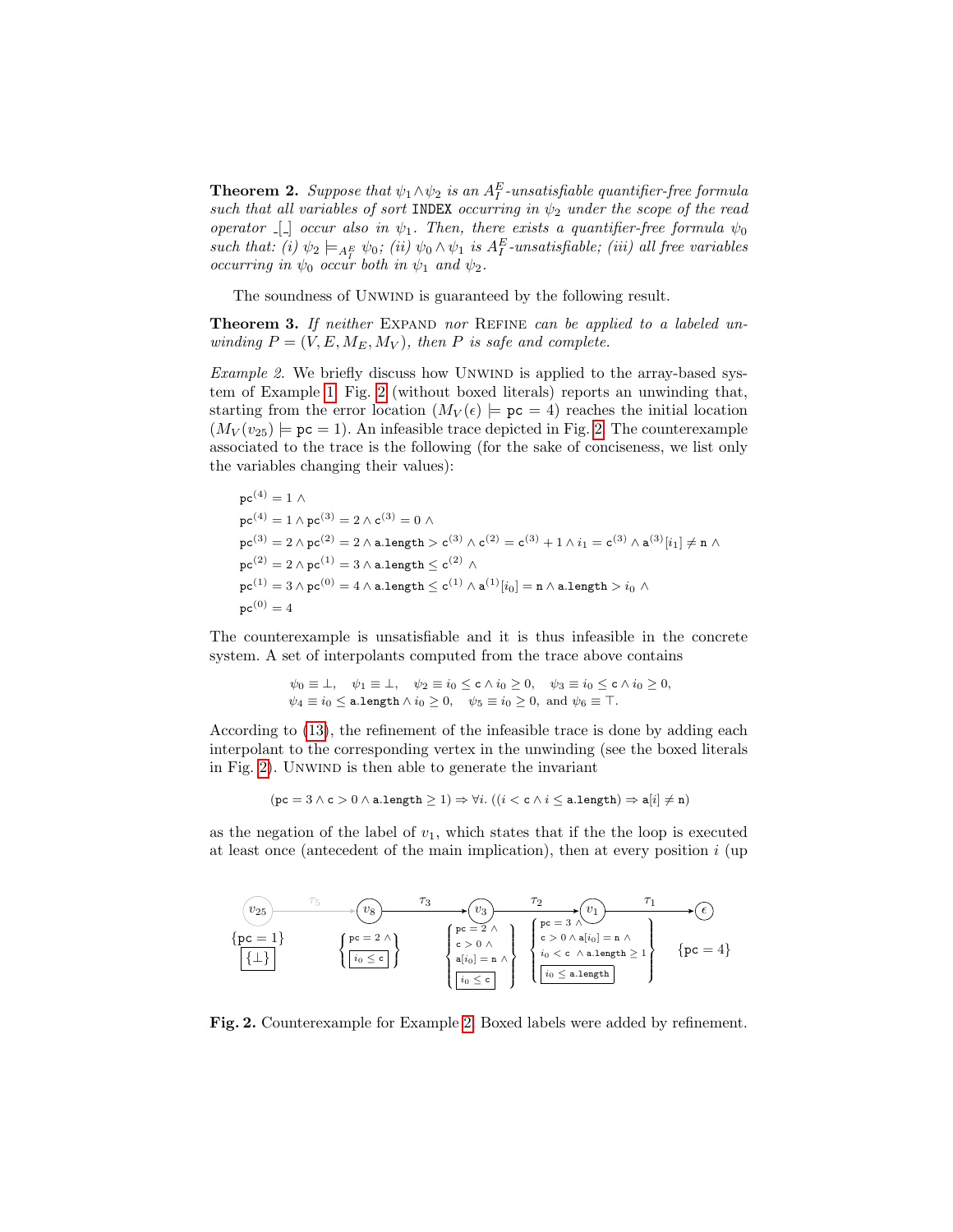**Theorem 2.** *Suppose that $\psi_1 \wedge \psi_2$ is an $A_I^E$-unsatisfiable quantifier-free formula such that all variables of sort* `INDEX` *occurring in $\psi_2$ under the scope of the read operator $\_[\_]$ occur also in $\psi_1$. Then, there exists a quantifier-free formula $\psi_0$ such that: (i) $\psi_2 \models_{A_I^E} \psi_0$; (ii) $\psi_0 \wedge \psi_1$ is $A_I^E$-unsatisfiable; (iii) all free variables occurring in $\psi_0$ occur both in $\psi_1$ and $\psi_2$.*

The soundness of Unwind is guaranteed by the following result.

**Theorem 3.** *If neither* Expand *nor* Refine *can be applied to a labeled unwinding $P = (V, E, M_E, M_V)$, then $P$ is safe and complete.*

*Example 2.* We briefly discuss how Unwind is applied to the array-based system of Example 1. Fig. 2 (without boxed literals) reports an unwinding that, starting from the error location ($M_V(\epsilon) \models \texttt{pc} = 4$) reaches the initial location ($M_V(v_{25}) \models \texttt{pc} = 1$). An infeasible trace depicted in Fig. 2. The counterexample associated to the trace is the following (for the sake of conciseness, we list only the variables changing their values):

$$
\begin{aligned}
&\texttt{pc}^{(4)} = 1 \wedge \\
&\texttt{pc}^{(4)} = 1 \wedge \texttt{pc}^{(3)} = 2 \wedge \texttt{c}^{(3)} = 0 \wedge \\
&\texttt{pc}^{(3)} = 2 \wedge \texttt{pc}^{(2)} = 2 \wedge \texttt{a.length} > \texttt{c}^{(3)} \wedge \texttt{c}^{(2)} = \texttt{c}^{(3)} + 1 \wedge i_1 = \texttt{c}^{(3)} \wedge \texttt{a}^{(3)}[i_1] \neq \texttt{n} \wedge \\
&\texttt{pc}^{(2)} = 2 \wedge \texttt{pc}^{(1)} = 3 \wedge \texttt{a.length} \leq \texttt{c}^{(2)} \wedge \\
&\texttt{pc}^{(1)} = 3 \wedge \texttt{pc}^{(0)} = 4 \wedge \texttt{a.length} \leq \texttt{c}^{(1)} \wedge \texttt{a}^{(1)}[i_0] = \texttt{n} \wedge \texttt{a.length} > i_0 \wedge \\
&\texttt{pc}^{(0)} = 4
\end{aligned}
$$

The counterexample is unsatisfiable and it is thus infeasible in the concrete system. A set of interpolants computed from the trace above contains

$$
\begin{aligned}
&\psi_0 \equiv \bot, \quad \psi_1 \equiv \bot, \quad \psi_2 \equiv i_0 \leq \texttt{c} \wedge i_0 \geq 0, \quad \psi_3 \equiv i_0 \leq \texttt{c} \wedge i_0 \geq 0, \\
&\psi_4 \equiv i_0 \leq \texttt{a.length} \wedge i_0 \geq 0, \quad \psi_5 \equiv i_0 \geq 0, \text{ and } \psi_6 \equiv \top.
\end{aligned}
$$

According to (13), the refinement of the infeasible trace is done by adding each interpolant to the corresponding vertex in the unwinding (see the boxed literals in Fig. 2). Unwind is then able to generate the invariant

$$(\texttt{pc} = 3 \wedge \texttt{c} > 0 \wedge \texttt{a.length} \geq 1) \Rightarrow \forall i. \, ((i < \texttt{c} \wedge i \leq \texttt{a.length}) \Rightarrow \texttt{a}[i] \neq \texttt{n})$$

as the negation of the label of $v_1$, which states that if the the loop is executed at least once (antecedent of the main implication), then at every position $i$ (up

$v_{25}$ $\xrightarrow{\tau_5}$ $v_8$ $\xrightarrow{\tau_3}$ $v_3$ $\xrightarrow{\tau_2}$ $v_1$ $\xrightarrow{\tau_1}$ $\epsilon$

- $v_{25}$: $\{\texttt{pc} = 1\}$, $\boxed{\{\bot\}}$
- $v_8$: $\{\texttt{pc} = 2 \wedge \boxed{i_0 \leq \texttt{c}}\}$
- $v_3$: $\{\texttt{pc} = 2 \wedge \texttt{c} > 0 \wedge \texttt{a}[i_0] = \texttt{n} \wedge \boxed{i_0 \leq \texttt{c}}\}$
- $v_1$: $\{\texttt{pc} = 3 \wedge \texttt{c} > 0 \wedge \texttt{a}[i_0] = \texttt{n} \wedge i_0 < \texttt{c} \wedge \texttt{a.length} \geq 1 \; \boxed{i_0 \leq \texttt{a.length}}\}$
- $\epsilon$: $\{\texttt{pc} = 4\}$

**Fig. 2.** Counterexample for Example 2. Boxed labels were added by refinement.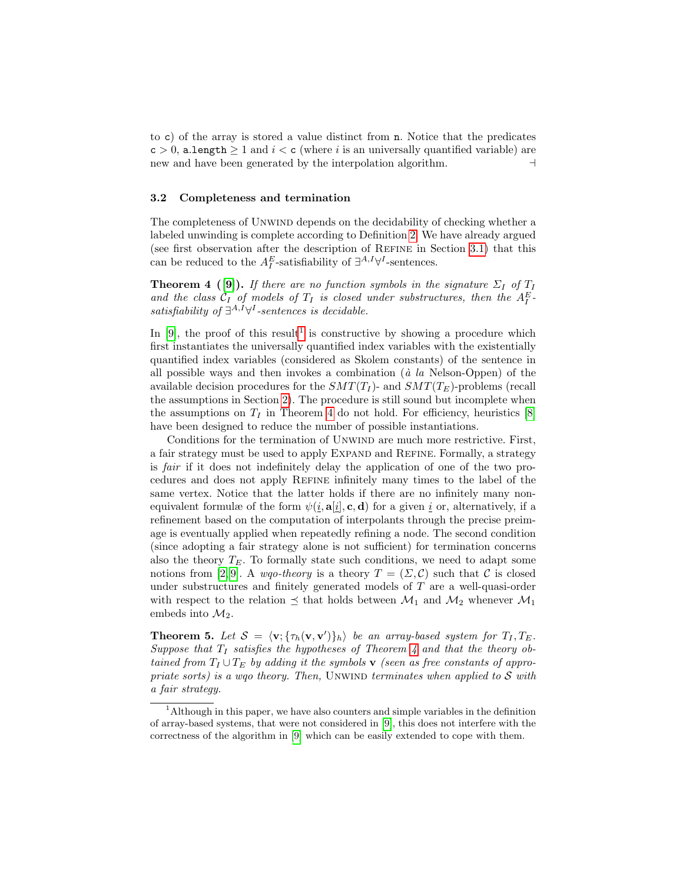to `c`) of the array is stored a value distinct from `n`. Notice that the predicates $\mathtt{c} > 0$, $\mathtt{a.length} \geq 1$ and $i < \mathtt{c}$ (where $i$ is an universally quantified variable) are new and have been generated by the interpolation algorithm. $\dashv$

### 3.2 Completeness and termination

The completeness of Unwind depends on the decidability of checking whether a labeled unwinding is complete according to Definition 2. We have already argued (see first observation after the description of Refine in Section 3.1) that this can be reduced to the $A_I^E$-satisfiability of $\exists^{A,I}\forall^I$-sentences.

**Theorem 4 ([9]).** *If there are no function symbols in the signature $\Sigma_I$ of $T_I$ and the class $\mathcal{C}_I$ of models of $T_I$ is closed under substructures, then the $A_I^E$-satisfiability of $\exists^{A,I}\forall^I$-sentences is decidable.*

In [9], the proof of this result[1] is constructive by showing a procedure which first instantiates the universally quantified index variables with the existentially quantified index variables (considered as Skolem constants) of the sentence in all possible ways and then invokes a combination (*à la* Nelson-Oppen) of the available decision procedures for the $SMT(T_I)$- and $SMT(T_E)$-problems (recall the assumptions in Section 2). The procedure is still sound but incomplete when the assumptions on $T_I$ in Theorem 4 do not hold. For efficiency, heuristics [8] have been designed to reduce the number of possible instantiations.

Conditions for the termination of Unwind are much more restrictive. First, a fair strategy must be used to apply Expand and Refine. Formally, a strategy is *fair* if it does not indefinitely delay the application of one of the two procedures and does not apply Refine infinitely many times to the label of the same vertex. Notice that the latter holds if there are no infinitely many non-equivalent formulæ of the form $\psi(\underline{i}, \mathbf{a}[\underline{i}], \mathbf{c}, \mathbf{d})$ for a given $\underline{i}$ or, alternatively, if a refinement based on the computation of interpolants through the precise preimage is eventually applied when repeatedly refining a node. The second condition (since adopting a fair strategy alone is not sufficient) for termination concerns also the theory $T_E$. To formally state such conditions, we need to adapt some notions from [2,9]. A *wqo-theory* is a theory $T = (\Sigma, \mathcal{C})$ such that $\mathcal{C}$ is closed under substructures and finitely generated models of $T$ are a well-quasi-order with respect to the relation $\preceq$ that holds between $\mathcal{M}_1$ and $\mathcal{M}_2$ whenever $\mathcal{M}_1$ embeds into $\mathcal{M}_2$.

**Theorem 5.** *Let $\mathcal{S} = \langle \mathbf{v}; \{\tau_h(\mathbf{v}, \mathbf{v}')\}_h \rangle$ be an array-based system for $T_I, T_E$. Suppose that $T_I$ satisfies the hypotheses of Theorem 4 and that the theory obtained from $T_I \cup T_E$ by adding it the symbols $\mathbf{v}$ (seen as free constants of appropriate sorts) is a wqo theory. Then,* Unwind *terminates when applied to $\mathcal{S}$ with a fair strategy.*

---

[1] Although in this paper, we have also counters and simple variables in the definition of array-based systems, that were not considered in [9], this does not interfere with the correctness of the algorithm in [9] which can be easily extended to cope with them.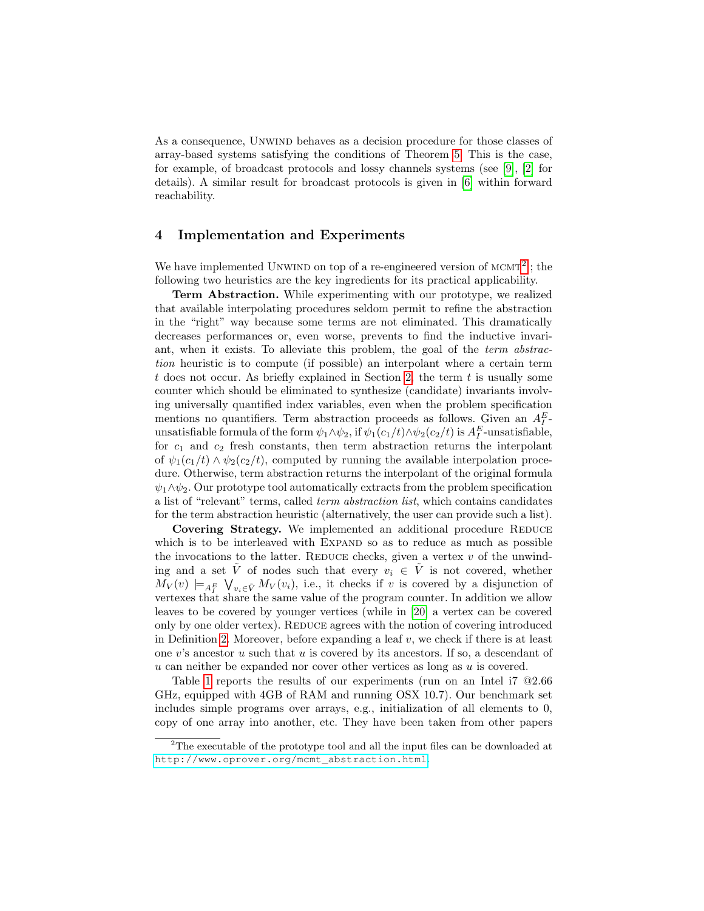As a consequence, UNWIND behaves as a decision procedure for those classes of array-based systems satisfying the conditions of Theorem 5. This is the case, for example, of broadcast protocols and lossy channels systems (see [9], [2] for details). A similar result for broadcast protocols is given in [6] within forward reachability.

## 4 Implementation and Experiments

We have implemented UNWIND on top of a re-engineered version of MCMT[2]; the following two heuristics are the key ingredients for its practical applicability.

**Term Abstraction.** While experimenting with our prototype, we realized that available interpolating procedures seldom permit to refine the abstraction in the "right" way because some terms are not eliminated. This dramatically decreases performances or, even worse, prevents to find the inductive invariant, when it exists. To alleviate this problem, the goal of the *term abstraction* heuristic is to compute (if possible) an interpolant where a certain term $t$ does not occur. As briefly explained in Section 2, the term $t$ is usually some counter which should be eliminated to synthesize (candidate) invariants involving universally quantified index variables, even when the problem specification mentions no quantifiers. Term abstraction proceeds as follows. Given an $A_I^E$-unsatisfiable formula of the form $\psi_1 \wedge \psi_2$, if $\psi_1(c_1/t) \wedge \psi_2(c_2/t)$ is $A_I^E$-unsatisfiable, for $c_1$ and $c_2$ fresh constants, then term abstraction returns the interpolant of $\psi_1(c_1/t) \wedge \psi_2(c_2/t)$, computed by running the available interpolation procedure. Otherwise, term abstraction returns the interpolant of the original formula $\psi_1 \wedge \psi_2$. Our prototype tool automatically extracts from the problem specification a list of "relevant" terms, called *term abstraction list*, which contains candidates for the term abstraction heuristic (alternatively, the user can provide such a list).

**Covering Strategy.** We implemented an additional procedure REDUCE which is to be interleaved with EXPAND so as to reduce as much as possible the invocations to the latter. REDUCE checks, given a vertex $v$ of the unwinding and a set $\tilde{V}$ of nodes such that every $v_i \in \tilde{V}$ is not covered, whether $M_V(v) \models_{A_I^E} \bigvee_{v_i \in \tilde{V}} M_V(v_i)$, i.e., it checks if $v$ is covered by a disjunction of vertexes that share the same value of the program counter. In addition we allow leaves to be covered by younger vertices (while in [20] a vertex can be covered only by one older vertex). REDUCE agrees with the notion of covering introduced in Definition 2. Moreover, before expanding a leaf $v$, we check if there is at least one $v$'s ancestor $u$ such that $u$ is covered by its ancestors. If so, a descendant of $u$ can neither be expanded nor cover other vertices as long as $u$ is covered.

Table 1 reports the results of our experiments (run on an Intel i7 @2.66 GHz, equipped with 4GB of RAM and running OSX 10.7). Our benchmark set includes simple programs over arrays, e.g., initialization of all elements to 0, copy of one array into another, etc. They have been taken from other papers

---

[2] The executable of the prototype tool and all the input files can be downloaded at http://www.oprover.org/mcmt_abstraction.html.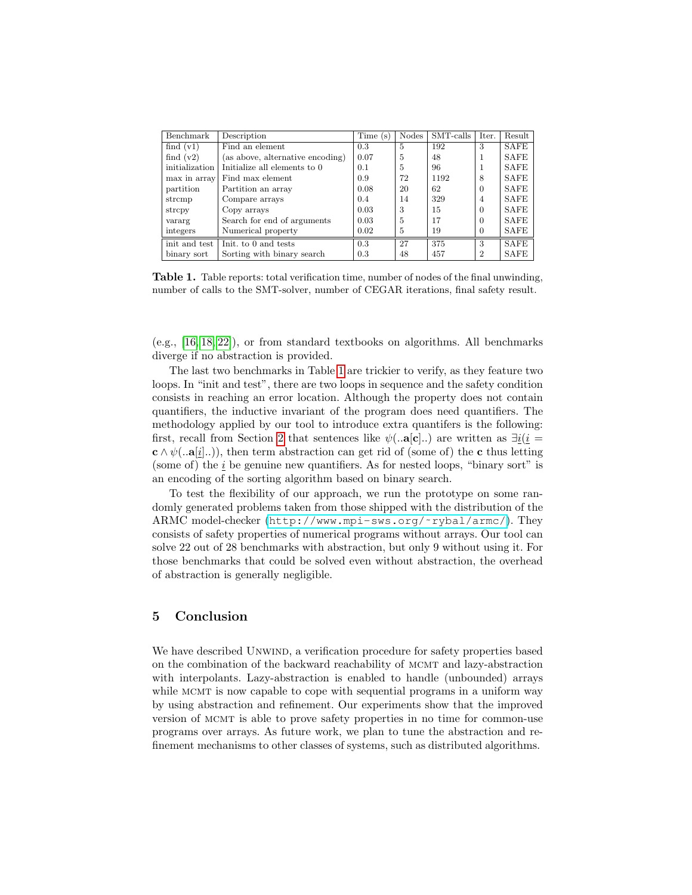| Benchmark | Description | Time (s) | Nodes | SMT-calls | Iter. | Result |
|---|---|---|---|---|---|---|
| find (v1) | Find an element | 0.3 | 5 | 192 | 3 | SAFE |
| find (v2) | (as above, alternative encoding) | 0.07 | 5 | 48 | 1 | SAFE |
| initialization | Initialize all elements to 0 | 0.1 | 5 | 96 | 1 | SAFE |
| max in array | Find max element | 0.9 | 72 | 1192 | 8 | SAFE |
| partition | Partition an array | 0.08 | 20 | 62 | 0 | SAFE |
| strcmp | Compare arrays | 0.4 | 14 | 329 | 4 | SAFE |
| strcpy | Copy arrays | 0.03 | 3 | 15 | 0 | SAFE |
| vararg | Search for end of arguments | 0.03 | 5 | 17 | 0 | SAFE |
| integers | Numerical property | 0.02 | 5 | 19 | 0 | SAFE |
| init and test | Init. to 0 and tests | 0.3 | 27 | 375 | 3 | SAFE |
| binary sort | Sorting with binary search | 0.3 | 48 | 457 | 2 | SAFE |

**Table 1.** Table reports: total verification time, number of nodes of the final unwinding, number of calls to the SMT-solver, number of CEGAR iterations, final safety result.

(e.g., [16, 18, 22]), or from standard textbooks on algorithms. All benchmarks diverge if no abstraction is provided.

The last two benchmarks in Table 1 are trickier to verify, as they feature two loops. In "init and test", there are two loops in sequence and the safety condition consists in reaching an error location. Although the property does not contain quantifiers, the inductive invariant of the program does need quantifiers. The methodology applied by our tool to introduce extra quantifers is the following: first, recall from Section 2 that sentences like $\psi(..\mathbf{a}[\mathbf{c}]..)$ are written as $\exists \underline{i}(\underline{i} = \mathbf{c} \wedge \psi(..\mathbf{a}[\underline{i}]..))$, then term abstraction can get rid of (some of) the $\mathbf{c}$ thus letting (some of) the $\underline{i}$ be genuine new quantifiers. As for nested loops, "binary sort" is an encoding of the sorting algorithm based on binary search.

To test the flexibility of our approach, we run the prototype on some randomly generated problems taken from those shipped with the distribution of the ARMC model-checker (`http://www.mpi-sws.org/~rybal/armc/`). They consists of safety properties of numerical programs without arrays. Our tool can solve 22 out of 28 benchmarks with abstraction, but only 9 without using it. For those benchmarks that could be solved even without abstraction, the overhead of abstraction is generally negligible.

## 5 Conclusion

We have described UNWIND, a verification procedure for safety properties based on the combination of the backward reachability of MCMT and lazy-abstraction with interpolants. Lazy-abstraction is enabled to handle (unbounded) arrays while MCMT is now capable to cope with sequential programs in a uniform way by using abstraction and refinement. Our experiments show that the improved version of MCMT is able to prove safety properties in no time for common-use programs over arrays. As future work, we plan to tune the abstraction and refinement mechanisms to other classes of systems, such as distributed algorithms.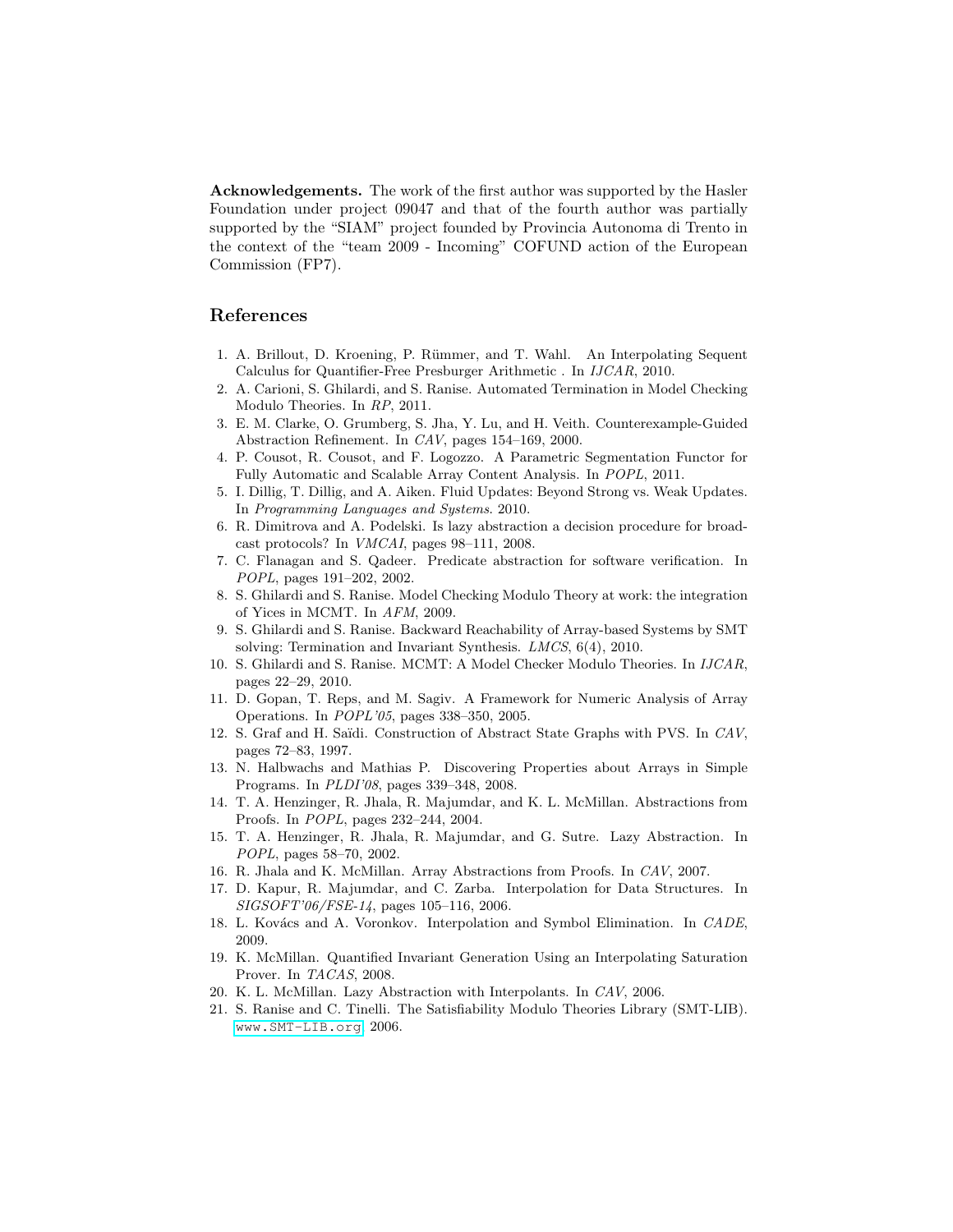**Acknowledgements.** The work of the first author was supported by the Hasler Foundation under project 09047 and that of the fourth author was partially supported by the "SIAM" project founded by Provincia Autonoma di Trento in the context of the "team 2009 - Incoming" COFUND action of the European Commission (FP7).

## References

1. A. Brillout, D. Kroening, P. Rümmer, and T. Wahl. An Interpolating Sequent Calculus for Quantifier-Free Presburger Arithmetic . In *IJCAR*, 2010.
2. A. Carioni, S. Ghilardi, and S. Ranise. Automated Termination in Model Checking Modulo Theories. In *RP*, 2011.
3. E. M. Clarke, O. Grumberg, S. Jha, Y. Lu, and H. Veith. Counterexample-Guided Abstraction Refinement. In *CAV*, pages 154–169, 2000.
4. P. Cousot, R. Cousot, and F. Logozzo. A Parametric Segmentation Functor for Fully Automatic and Scalable Array Content Analysis. In *POPL*, 2011.
5. I. Dillig, T. Dillig, and A. Aiken. Fluid Updates: Beyond Strong vs. Weak Updates. In *Programming Languages and Systems*. 2010.
6. R. Dimitrova and A. Podelski. Is lazy abstraction a decision procedure for broadcast protocols? In *VMCAI*, pages 98–111, 2008.
7. C. Flanagan and S. Qadeer. Predicate abstraction for software verification. In *POPL*, pages 191–202, 2002.
8. S. Ghilardi and S. Ranise. Model Checking Modulo Theory at work: the integration of Yices in MCMT. In *AFM*, 2009.
9. S. Ghilardi and S. Ranise. Backward Reachability of Array-based Systems by SMT solving: Termination and Invariant Synthesis. *LMCS*, 6(4), 2010.
10. S. Ghilardi and S. Ranise. MCMT: A Model Checker Modulo Theories. In *IJCAR*, pages 22–29, 2010.
11. D. Gopan, T. Reps, and M. Sagiv. A Framework for Numeric Analysis of Array Operations. In *POPL'05*, pages 338–350, 2005.
12. S. Graf and H. Saïdi. Construction of Abstract State Graphs with PVS. In *CAV*, pages 72–83, 1997.
13. N. Halbwachs and Mathias P. Discovering Properties about Arrays in Simple Programs. In *PLDI'08*, pages 339–348, 2008.
14. T. A. Henzinger, R. Jhala, R. Majumdar, and K. L. McMillan. Abstractions from Proofs. In *POPL*, pages 232–244, 2004.
15. T. A. Henzinger, R. Jhala, R. Majumdar, and G. Sutre. Lazy Abstraction. In *POPL*, pages 58–70, 2002.
16. R. Jhala and K. McMillan. Array Abstractions from Proofs. In *CAV*, 2007.
17. D. Kapur, R. Majumdar, and C. Zarba. Interpolation for Data Structures. In *SIGSOFT'06/FSE-14*, pages 105–116, 2006.
18. L. Kovács and A. Voronkov. Interpolation and Symbol Elimination. In *CADE*, 2009.
19. K. McMillan. Quantified Invariant Generation Using an Interpolating Saturation Prover. In *TACAS*, 2008.
20. K. L. McMillan. Lazy Abstraction with Interpolants. In *CAV*, 2006.
21. S. Ranise and C. Tinelli. The Satisfiability Modulo Theories Library (SMT-LIB). www.SMT-LIB.org, 2006.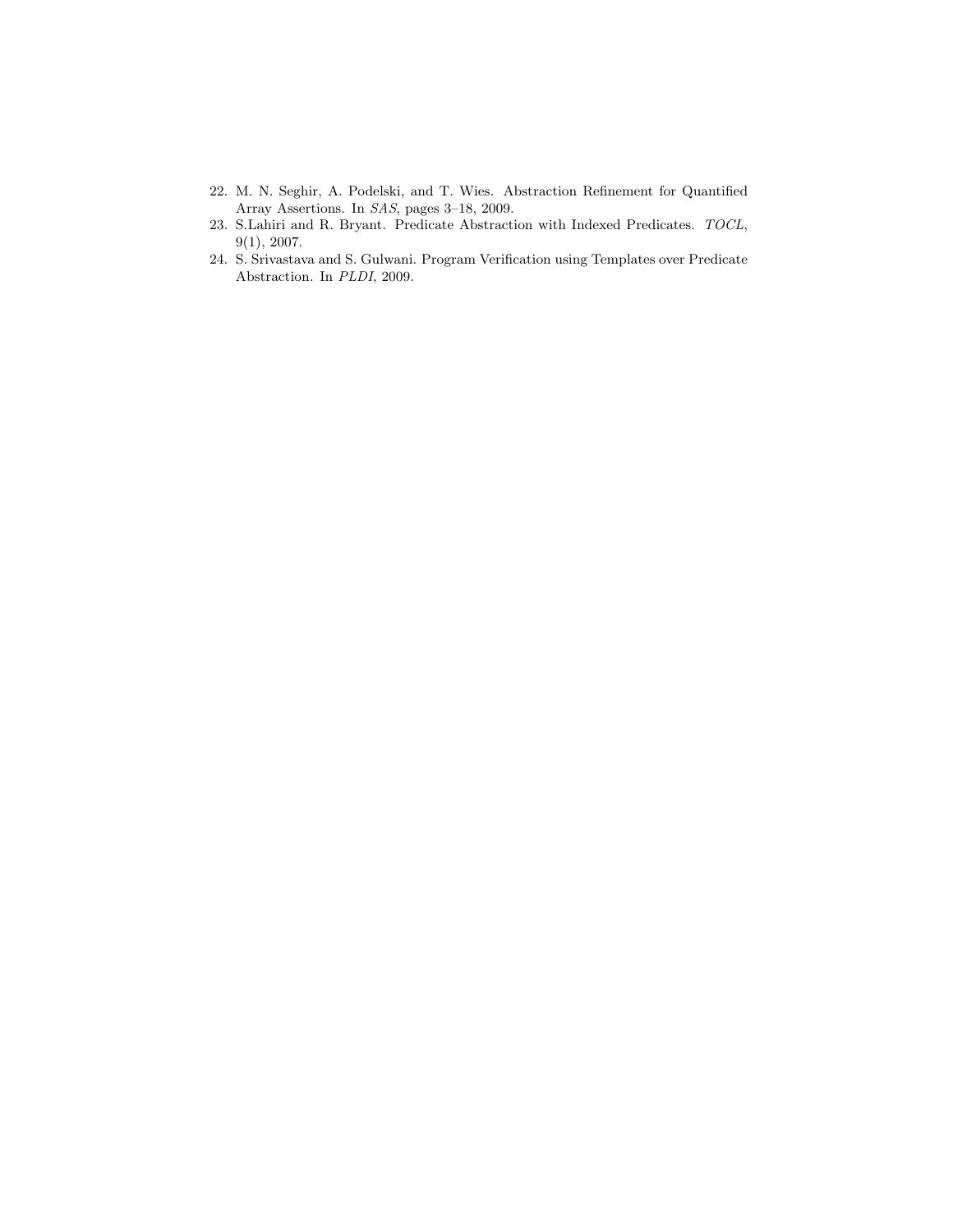22. M. N. Seghir, A. Podelski, and T. Wies. Abstraction Refinement for Quantified Array Assertions. In *SAS*, pages 3–18, 2009.
23. S.Lahiri and R. Bryant. Predicate Abstraction with Indexed Predicates. *TOCL*, 9(1), 2007.
24. S. Srivastava and S. Gulwani. Program Verification using Templates over Predicate Abstraction. In *PLDI*, 2009.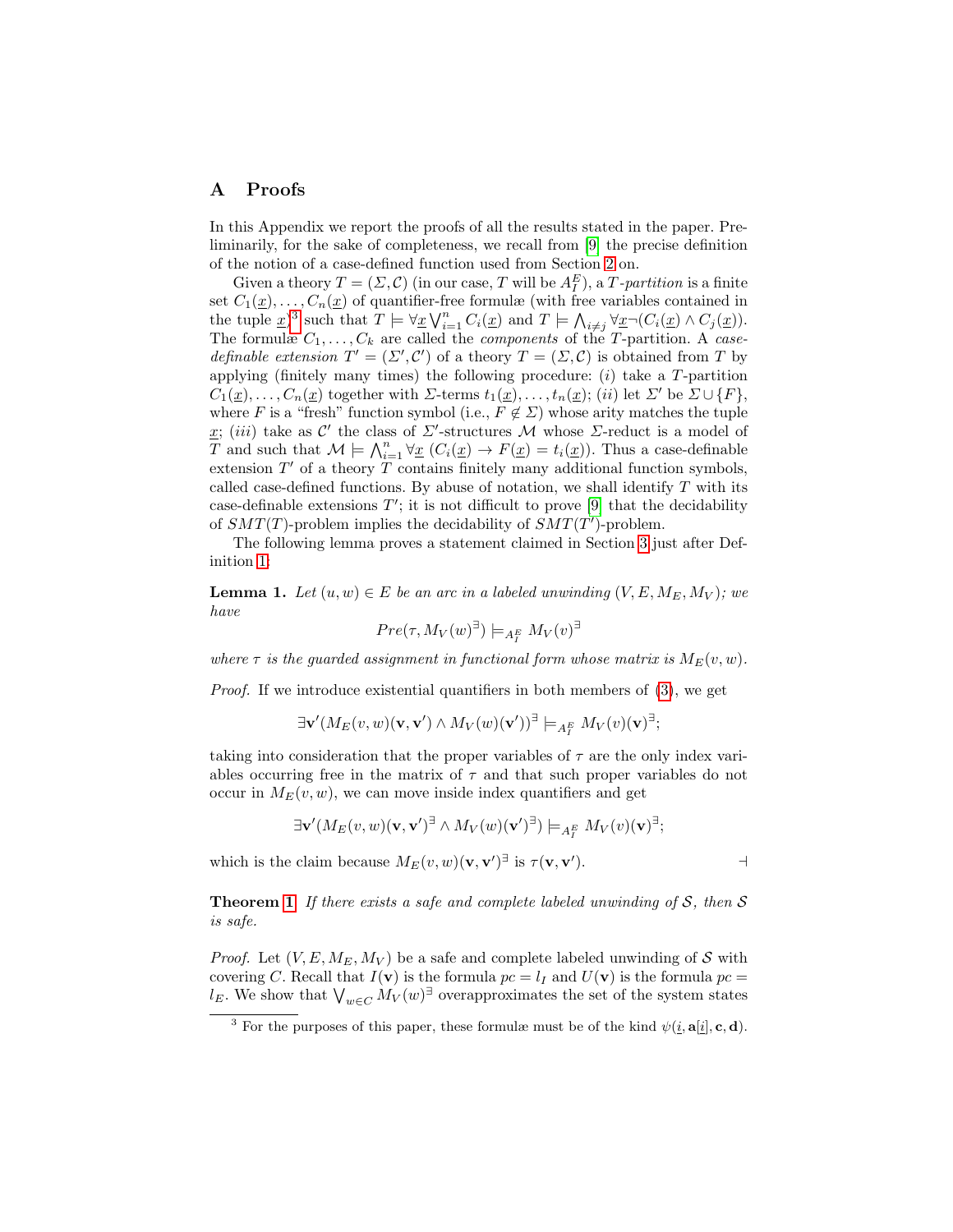## A Proofs

In this Appendix we report the proofs of all the results stated in the paper. Preliminarily, for the sake of completeness, we recall from [9] the precise definition of the notion of a case-defined function used from Section 2 on.

Given a theory $T = (\Sigma, \mathcal{C})$ (in our case, $T$ will be $A_I^E$), a *$T$-partition* is a finite set $C_1(\underline{x}), \ldots, C_n(\underline{x})$ of quantifier-free formulæ (with free variables contained in the tuple $\underline{x}$)[3] such that $T \models \forall \underline{x} \bigvee_{i=1}^{n} C_i(\underline{x})$ and $T \models \bigwedge_{i \neq j} \forall \underline{x} \neg (C_i(\underline{x}) \wedge C_j(\underline{x}))$. The formulæ $C_1, \ldots, C_k$ are called the *components* of the $T$-partition. A *case-definable extension* $T' = (\Sigma', \mathcal{C}')$ of a theory $T = (\Sigma, \mathcal{C})$ is obtained from $T$ by applying (finitely many times) the following procedure: $(i)$ take a $T$-partition $C_1(\underline{x}), \ldots, C_n(\underline{x})$ together with $\Sigma$-terms $t_1(\underline{x}), \ldots, t_n(\underline{x})$; $(ii)$ let $\Sigma'$ be $\Sigma \cup \{F\}$, where $F$ is a "fresh" function symbol (i.e., $F \notin \Sigma$) whose arity matches the tuple $\underline{x}$; $(iii)$ take as $\mathcal{C}'$ the class of $\Sigma'$-structures $\mathcal{M}$ whose $\Sigma$-reduct is a model of $T$ and such that $\mathcal{M} \models \bigwedge_{i=1}^{n} \forall \underline{x}\, (C_i(\underline{x}) \to F(\underline{x}) = t_i(\underline{x}))$. Thus a case-definable extension $T'$ of a theory $T$ contains finitely many additional function symbols, called case-defined functions. By abuse of notation, we shall identify $T$ with its case-definable extensions $T'$; it is not difficult to prove [9] that the decidability of $SMT(T)$-problem implies the decidability of $SMT(T')$-problem.

The following lemma proves a statement claimed in Section 3 just after Definition 1:

**Lemma 1.** *Let $(u, w) \in E$ be an arc in a labeled unwinding $(V, E, M_E, M_V)$; we have*

$$Pre(\tau, M_V(w)^{\exists}) \models_{A_I^E} M_V(v)^{\exists}$$

*where $\tau$ is the guarded assignment in functional form whose matrix is $M_E(v, w)$.*

*Proof.* If we introduce existential quantifiers in both members of (3), we get

$$\exists \mathbf{v}'(M_E(v, w)(\mathbf{v}, \mathbf{v}') \wedge M_V(w)(\mathbf{v}'))^{\exists} \models_{A_I^E} M_V(v)(\mathbf{v})^{\exists};$$

taking into consideration that the proper variables of $\tau$ are the only index variables occurring free in the matrix of $\tau$ and that such proper variables do not occur in $M_E(v, w)$, we can move inside index quantifiers and get

$$\exists \mathbf{v}'(M_E(v, w)(\mathbf{v}, \mathbf{v}')^{\exists} \wedge M_V(w)(\mathbf{v}')^{\exists}) \models_{A_I^E} M_V(v)(\mathbf{v})^{\exists};$$

which is the claim because $M_E(v, w)(\mathbf{v}, \mathbf{v}')^{\exists}$ is $\tau(\mathbf{v}, \mathbf{v}')$. ⊣

**Theorem 1.** *If there exists a safe and complete labeled unwinding of $\mathcal{S}$, then $\mathcal{S}$ is safe.*

*Proof.* Let $(V, E, M_E, M_V)$ be a safe and complete labeled unwinding of $\mathcal{S}$ with covering $C$. Recall that $I(\mathbf{v})$ is the formula $pc = l_I$ and $U(\mathbf{v})$ is the formula $pc = l_E$. We show that $\bigvee_{w \in C} M_V(w)^{\exists}$ overapproximates the set of the system states

[3] For the purposes of this paper, these formulæ must be of the kind $\psi(\underline{i}, \mathbf{a}[\underline{i}], \mathbf{c}, \mathbf{d})$.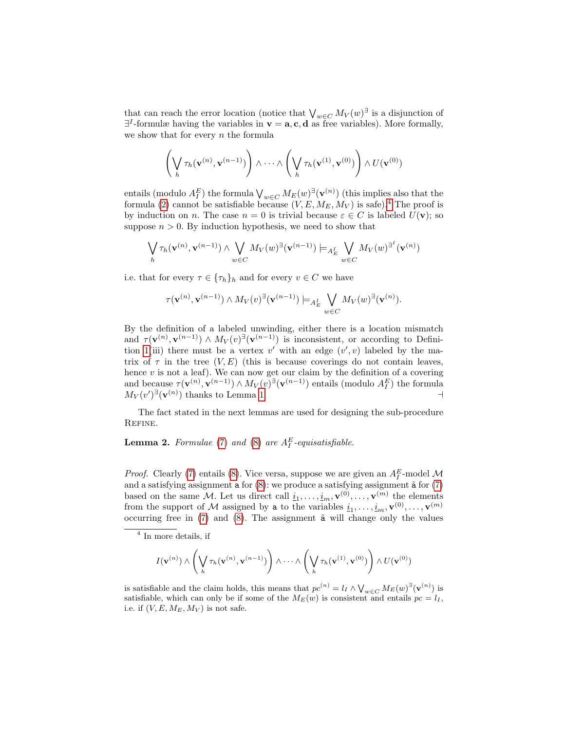that can reach the error location (notice that $\bigvee_{w \in C} M_V(w)^{\exists}$ is a disjunction of $\exists^I$-formulæ having the variables in $\mathbf{v} = \mathbf{a}, \mathbf{c}, \mathbf{d}$ as free variables). More formally, we show that for every $n$ the formula

$$\left(\bigvee_h \tau_h(\mathbf{v}^{(n)}, \mathbf{v}^{(n-1)})\right) \wedge \cdots \wedge \left(\bigvee_h \tau_h(\mathbf{v}^{(1)}, \mathbf{v}^{(0)})\right) \wedge U(\mathbf{v}^{(0)})$$

entails (modulo $A_I^E$) the formula $\bigvee_{w \in C} M_E(w)^{\exists}(\mathbf{v}^{(n)})$ (this implies also that the formula (2) cannot be satisfiable because $(V, E, M_E, M_V)$ is safe).[4] The proof is by induction on $n$. The case $n = 0$ is trivial because $\varepsilon \in C$ is labeled $U(\mathbf{v})$; so suppose $n > 0$. By induction hypothesis, we need to show that

$$\bigvee_h \tau_h(\mathbf{v}^{(n)}, \mathbf{v}^{(n-1)}) \wedge \bigvee_{w \in C} M_V(w)^{\exists}(\mathbf{v}^{(n-1)}) \models_{A_E^I} \bigvee_{w \in C} M_V(w)^{\exists^I}(\mathbf{v}^{(n)})$$

i.e. that for every $\tau \in \{\tau_h\}_h$ and for every $v \in C$ we have

$$\tau(\mathbf{v}^{(n)}, \mathbf{v}^{(n-1)}) \wedge M_V(v)^{\exists}(\mathbf{v}^{(n-1)}) \models_{A_E^I} \bigvee_{w \in C} M_V(w)^{\exists}(\mathbf{v}^{(n)}).$$

By the definition of a labeled unwinding, either there is a location mismatch and $\tau(\mathbf{v}^{(n)}, \mathbf{v}^{(n-1)}) \wedge M_V(v)^{\exists}(\mathbf{v}^{(n-1)})$ is inconsistent, or according to Definition 1(iii) there must be a vertex $v'$ with an edge $(v', v)$ labeled by the matrix of $\tau$ in the tree $(V, E)$ (this is because coverings do not contain leaves, hence $v$ is not a leaf). We can now get our claim by the definition of a covering and because $\tau(\mathbf{v}^{(n)}, \mathbf{v}^{(n-1)}) \wedge M_V(v)^{\exists}(\mathbf{v}^{(n-1)})$ entails (modulo $A_I^E$) the formula $M_V(v')^{\exists}(\mathbf{v}^{(n)})$ thanks to Lemma 1. ⊣

The fact stated in the next lemmas are used for designing the sub-procedure Refine.

**Lemma 2.** *Formulae (7) and (8) are $A_I^E$-equisatisfiable.*

*Proof.* Clearly (7) entails (8). Vice versa, suppose we are given an $A_I^E$-model $\mathcal{M}$ and a satisfying assignment $\mathtt{a}$ for (8): we produce a satisfying assignment $\tilde{\mathtt{a}}$ for (7) based on the same $\mathcal{M}$. Let us direct call $\underline{i}_1, \ldots, \underline{i}_m, \mathbf{v}^{(0)}, \ldots, \mathbf{v}^{(m)}$ the elements from the support of $\mathcal{M}$ assigned by $\mathtt{a}$ to the variables $\underline{i}_1, \ldots, \underline{i}_m, \mathbf{v}^{(0)}, \ldots, \mathbf{v}^{(m)}$ occurring free in (7) and (8). The assignment $\tilde{\mathtt{a}}$ will change only the values

[4] In more details, if

$$I(\mathbf{v}^{(n)}) \wedge \left(\bigvee_h \tau_h(\mathbf{v}^{(n)}, \mathbf{v}^{(n-1)})\right) \wedge \cdots \wedge \left(\bigvee_h \tau_h(\mathbf{v}^{(1)}, \mathbf{v}^{(0)})\right) \wedge U(\mathbf{v}^{(0)})$$

is satisfiable and the claim holds, this means that $pc^{(n)} = l_I \wedge \bigvee_{w \in C} M_E(w)^{\exists}(\mathbf{v}^{(n)})$ is satisfiable, which can only be if some of the $M_E(w)$ is consistent and entails $pc = l_I$, i.e. if $(V, E, M_E, M_V)$ is not safe.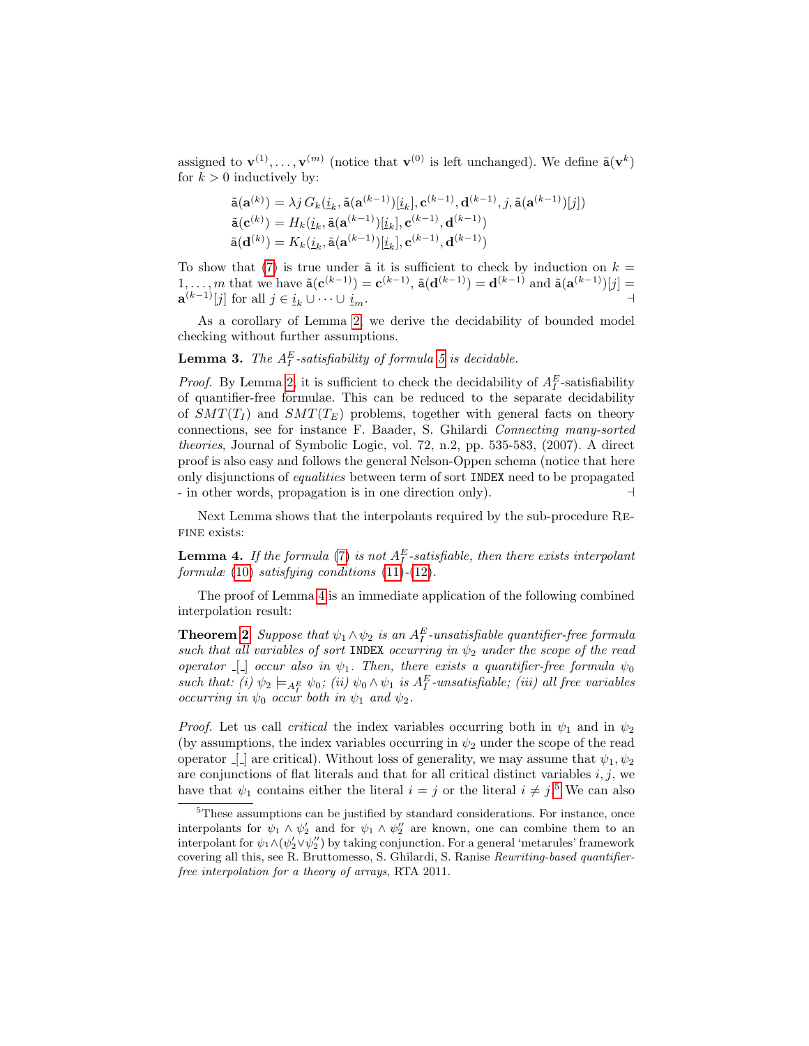assigned to $\mathbf{v}^{(1)}, \ldots, \mathbf{v}^{(m)}$ (notice that $\mathbf{v}^{(0)}$ is left unchanged). We define $\tilde{\mathtt{a}}(\mathbf{v}^k)$ for $k > 0$ inductively by:

$$
\begin{aligned}
\tilde{\mathtt{a}}(\mathbf{a}^{(k)}) &= \lambda j\, G_k(\underline{i}_k, \tilde{\mathtt{a}}(\mathbf{a}^{(k-1)})[\underline{i}_k], \mathbf{c}^{(k-1)}, \mathbf{d}^{(k-1)}, j, \tilde{\mathtt{a}}(\mathbf{a}^{(k-1)})[j]) \\
\tilde{\mathtt{a}}(\mathbf{c}^{(k)}) &= H_k(\underline{i}_k, \tilde{\mathtt{a}}(\mathbf{a}^{(k-1)})[\underline{i}_k], \mathbf{c}^{(k-1)}, \mathbf{d}^{(k-1)}) \\
\tilde{\mathtt{a}}(\mathbf{d}^{(k)}) &= K_k(\underline{i}_k, \tilde{\mathtt{a}}(\mathbf{a}^{(k-1)})[\underline{i}_k], \mathbf{c}^{(k-1)}, \mathbf{d}^{(k-1)})
\end{aligned}
$$

To show that (7) is true under $\tilde{\mathtt{a}}$ it is sufficient to check by induction on $k = 1, \ldots, m$ that we have $\tilde{\mathtt{a}}(\mathbf{c}^{(k-1)}) = \mathbf{c}^{(k-1)}$, $\tilde{\mathtt{a}}(\mathbf{d}^{(k-1)}) = \mathbf{d}^{(k-1)}$ and $\tilde{\mathtt{a}}(\mathbf{a}^{(k-1)})[j] = \mathbf{a}^{(k-1)}[j]$ for all $j \in \underline{i}_k \cup \cdots \cup \underline{i}_m$. $\dashv$

As a corollary of Lemma 2, we derive the decidability of bounded model checking without further assumptions.

**Lemma 3.** *The $A_I^E$-satisfiability of formula 5 is decidable.*

*Proof.* By Lemma 2, it is sufficient to check the decidability of $A_I^E$-satisfiability of quantifier-free formulae. This can be reduced to the separate decidability of $SMT(T_I)$ and $SMT(T_E)$ problems, together with general facts on theory connections, see for instance F. Baader, S. Ghilardi *Connecting many-sorted theories*, Journal of Symbolic Logic, vol. 72, n.2, pp. 535-583, (2007). A direct proof is also easy and follows the general Nelson-Oppen schema (notice that here only disjunctions of *equalities* between term of sort `INDEX` need to be propagated - in other words, propagation is in one direction only). $\dashv$

Next Lemma shows that the interpolants required by the sub-procedure Refine exists:

**Lemma 4.** *If the formula (7) is not $A_I^E$-satisfiable, then there exists interpolant formulæ (10) satisfying conditions (11)-(12).*

The proof of Lemma 4 is an immediate application of the following combined interpolation result:

**Theorem 2** *Suppose that $\psi_1 \wedge \psi_2$ is an $A_I^E$-unsatisfiable quantifier-free formula such that all variables of sort `INDEX` occurring in $\psi_2$ under the scope of the read operator $\_[\_]$ occur also in $\psi_1$. Then, there exists a quantifier-free formula $\psi_0$ such that: (i) $\psi_2 \models_{A_I^E} \psi_0$; (ii) $\psi_0 \wedge \psi_1$ is $A_I^E$-unsatisfiable; (iii) all free variables occurring in $\psi_0$ occur both in $\psi_1$ and $\psi_2$.*

*Proof.* Let us call *critical* the index variables occurring both in $\psi_1$ and in $\psi_2$ (by assumptions, the index variables occurring in $\psi_2$ under the scope of the read operator $\_[\_]$ are critical). Without loss of generality, we may assume that $\psi_1, \psi_2$ are conjunctions of flat literals and that for all critical distinct variables $i, j$, we have that $\psi_1$ contains either the literal $i = j$ or the literal $i \neq j$.[5] We can also

[5] These assumptions can be justified by standard considerations. For instance, once interpolants for $\psi_1 \wedge \psi_2'$ and for $\psi_1 \wedge \psi_2''$ are known, one can combine them to an interpolant for $\psi_1 \wedge (\psi_2' \vee \psi_2'')$ by taking conjunction. For a general 'metarules' framework covering all this, see R. Bruttomesso, S. Ghilardi, S. Ranise *Rewriting-based quantifier-free interpolation for a theory of arrays*, RTA 2011.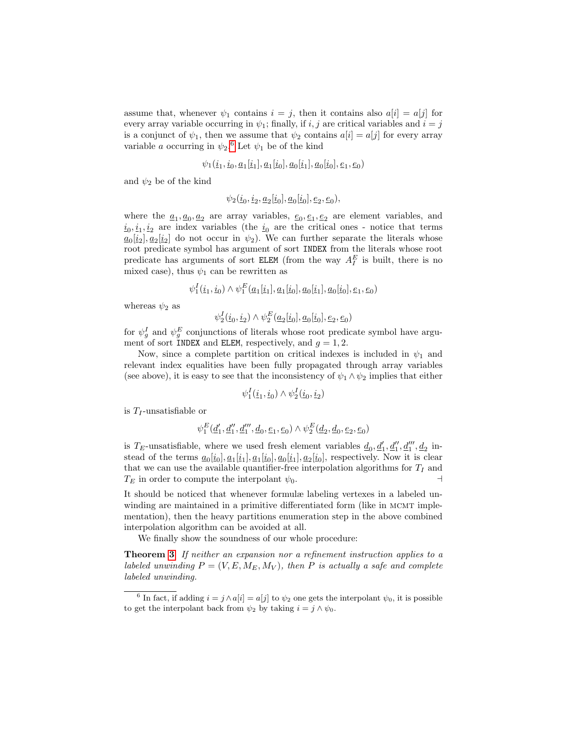assume that, whenever $\psi_1$ contains $i = j$, then it contains also $a[i] = a[j]$ for every array variable occurring in $\psi_1$; finally, if $i, j$ are critical variables and $i = j$ is a conjunct of $\psi_1$, then we assume that $\psi_2$ contains $a[i] = a[j]$ for every array variable $a$ occurring in $\psi_2$.[6] Let $\psi_1$ be of the kind

$$\psi_1(\underline{i}_1, \underline{i}_0, \underline{a}_1[\underline{i}_1], \underline{a}_1[\underline{i}_0], \underline{a}_0[\underline{i}_1], \underline{a}_0[\underline{i}_0], \underline{e}_1, \underline{e}_0)$$

and $\psi_2$ be of the kind

$$\psi_2(\underline{i}_0, \underline{i}_2, \underline{a}_2[\underline{i}_0], \underline{a}_0[\underline{i}_0], \underline{e}_2, \underline{e}_0),$$

where the $\underline{a}_1, \underline{a}_0, \underline{a}_2$ are array variables, $\underline{e}_0, \underline{e}_1, \underline{e}_2$ are element variables, and $\underline{i}_0, \underline{i}_1, \underline{i}_2$ are index variables (the $\underline{i}_0$ are the critical ones - notice that terms $\underline{a}_0[\underline{i}_2], \underline{a}_2[\underline{i}_2]$ do not occur in $\psi_2$). We can further separate the literals whose root predicate symbol has argument of sort `INDEX` from the literals whose root predicate has arguments of sort `ELEM` (from the way $A_I^E$ is built, there is no mixed case), thus $\psi_1$ can be rewritten as

$$\psi_1^I(\underline{i}_1, \underline{i}_0) \wedge \psi_1^E(\underline{a}_1[\underline{i}_1], \underline{a}_1[\underline{i}_0], \underline{a}_0[\underline{i}_1], \underline{a}_0[\underline{i}_0], \underline{e}_1, \underline{e}_0)$$

whereas $\psi_2$ as

$$\psi_2^I(\underline{i}_0, \underline{i}_2) \wedge \psi_2^E(\underline{a}_2[\underline{i}_0], \underline{a}_0[\underline{i}_0], \underline{e}_2, \underline{e}_0)$$

for $\psi_g^I$ and $\psi_g^E$ conjunctions of literals whose root predicate symbol have argument of sort `INDEX` and `ELEM`, respectively, and $g = 1, 2$.

Now, since a complete partition on critical indexes is included in $\psi_1$ and relevant index equalities have been fully propagated through array variables (see above), it is easy to see that the inconsistency of $\psi_1 \wedge \psi_2$ implies that either

$$\psi_1^I(\underline{i}_1, \underline{i}_0) \wedge \psi_2^I(\underline{i}_0, \underline{i}_2)$$

is $T_I$-unsatisfiable or

$$\psi_1^E(\underline{d}_1', \underline{d}_1'', \underline{d}_1''', \underline{d}_0, \underline{e}_1, \underline{e}_0) \wedge \psi_2^E(\underline{d}_2, \underline{d}_0, \underline{e}_2, \underline{e}_0)$$

is $T_E$-unsatisfiable, where we used fresh element variables $\underline{d}_0, \underline{d}_1', \underline{d}_1'', \underline{d}_1''', \underline{d}_2$ instead of the terms $\underline{a}_0[\underline{i}_0], \underline{a}_1[\underline{i}_1], \underline{a}_1[\underline{i}_0], \underline{a}_0[\underline{i}_1], \underline{a}_2[\underline{i}_0]$, respectively. Now it is clear that we can use the available quantifier-free interpolation algorithms for $T_I$ and $T_E$ in order to compute the interpolant $\psi_0$. ⊣

It should be noticed that whenever formulæ labeling vertexes in a labeled unwinding are maintained in a primitive differentiated form (like in MCMT implementation), then the heavy partitions enumeration step in the above combined interpolation algorithm can be avoided at all.

We finally show the soundness of our whole procedure:

**Theorem 3** *If neither an expansion nor a refinement instruction applies to a labeled unwinding $P = (V, E, M_E, M_V)$, then $P$ is actually a safe and complete labeled unwinding.*

[6] In fact, if adding $i = j \wedge a[i] = a[j]$ to $\psi_2$ one gets the interpolant $\psi_0$, it is possible to get the interpolant back from $\psi_2$ by taking $i = j \wedge \psi_0$.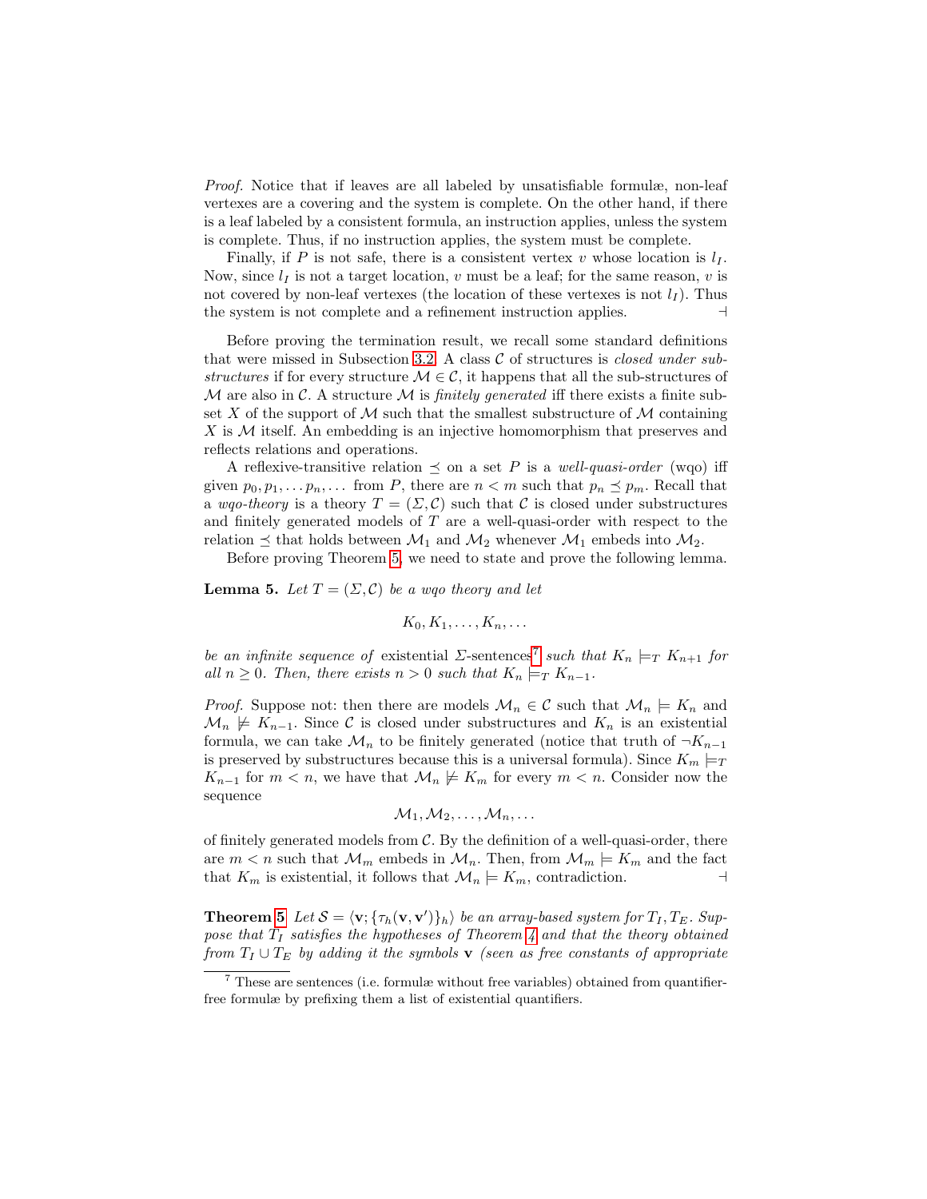*Proof.* Notice that if leaves are all labeled by unsatisfiable formulæ, non-leaf vertexes are a covering and the system is complete. On the other hand, if there is a leaf labeled by a consistent formula, an instruction applies, unless the system is complete. Thus, if no instruction applies, the system must be complete.

Finally, if $P$ is not safe, there is a consistent vertex $v$ whose location is $l_I$. Now, since $l_I$ is not a target location, $v$ must be a leaf; for the same reason, $v$ is not covered by non-leaf vertexes (the location of these vertexes is not $l_I$). Thus the system is not complete and a refinement instruction applies. ⊣

Before proving the termination result, we recall some standard definitions that were missed in Subsection 3.2. A class $\mathcal{C}$ of structures is *closed under substructures* if for every structure $\mathcal{M} \in \mathcal{C}$, it happens that all the sub-structures of $\mathcal{M}$ are also in $\mathcal{C}$. A structure $\mathcal{M}$ is *finitely generated* iff there exists a finite subset $X$ of the support of $\mathcal{M}$ such that the smallest substructure of $\mathcal{M}$ containing $X$ is $\mathcal{M}$ itself. An embedding is an injective homomorphism that preserves and reflects relations and operations.

A reflexive-transitive relation $\preceq$ on a set $P$ is a *well-quasi-order* (wqo) iff given $p_0, p_1, \dots p_n, \dots$ from $P$, there are $n < m$ such that $p_n \preceq p_m$. Recall that a *wqo-theory* is a theory $T = (\Sigma, \mathcal{C})$ such that $\mathcal{C}$ is closed under substructures and finitely generated models of $T$ are a well-quasi-order with respect to the relation $\preceq$ that holds between $\mathcal{M}_1$ and $\mathcal{M}_2$ whenever $\mathcal{M}_1$ embeds into $\mathcal{M}_2$.

Before proving Theorem 5, we need to state and prove the following lemma.

**Lemma 5.** *Let $T = (\Sigma, \mathcal{C})$ be a wqo theory and let*

$$K_0, K_1, \dots, K_n, \dots$$

*be an infinite sequence of* existential *$\Sigma$-sentences*[7] *such that $K_n \models_T K_{n+1}$ for all $n \geq 0$. Then, there exists $n > 0$ such that $K_n \models_T K_{n-1}$.*

*Proof.* Suppose not: then there are models $\mathcal{M}_n \in \mathcal{C}$ such that $\mathcal{M}_n \models K_n$ and $\mathcal{M}_n \not\models K_{n-1}$. Since $\mathcal{C}$ is closed under substructures and $K_n$ is an existential formula, we can take $\mathcal{M}_n$ to be finitely generated (notice that truth of $\neg K_{n-1}$ is preserved by substructures because this is a universal formula). Since $K_m \models_T K_{n-1}$ for $m < n$, we have that $\mathcal{M}_n \not\models K_m$ for every $m < n$. Consider now the sequence

$$\mathcal{M}_1, \mathcal{M}_2, \dots, \mathcal{M}_n, \dots$$

of finitely generated models from $\mathcal{C}$. By the definition of a well-quasi-order, there are $m < n$ such that $\mathcal{M}_m$ embeds in $\mathcal{M}_n$. Then, from $\mathcal{M}_m \models K_m$ and the fact that $K_m$ is existential, it follows that $\mathcal{M}_n \models K_m$, contradiction. ⊣

**Theorem 5** *Let $\mathcal{S} = \langle \mathbf{v}; \{\tau_h(\mathbf{v}, \mathbf{v}')\}_h \rangle$ be an array-based system for $T_I, T_E$. Suppose that $T_I$ satisfies the hypotheses of Theorem 4 and that the theory obtained from $T_I \cup T_E$ by adding it the symbols $\mathbf{v}$ (seen as free constants of appropriate*

[7] These are sentences (i.e. formulæ without free variables) obtained from quantifier-free formulæ by prefixing them a list of existential quantifiers.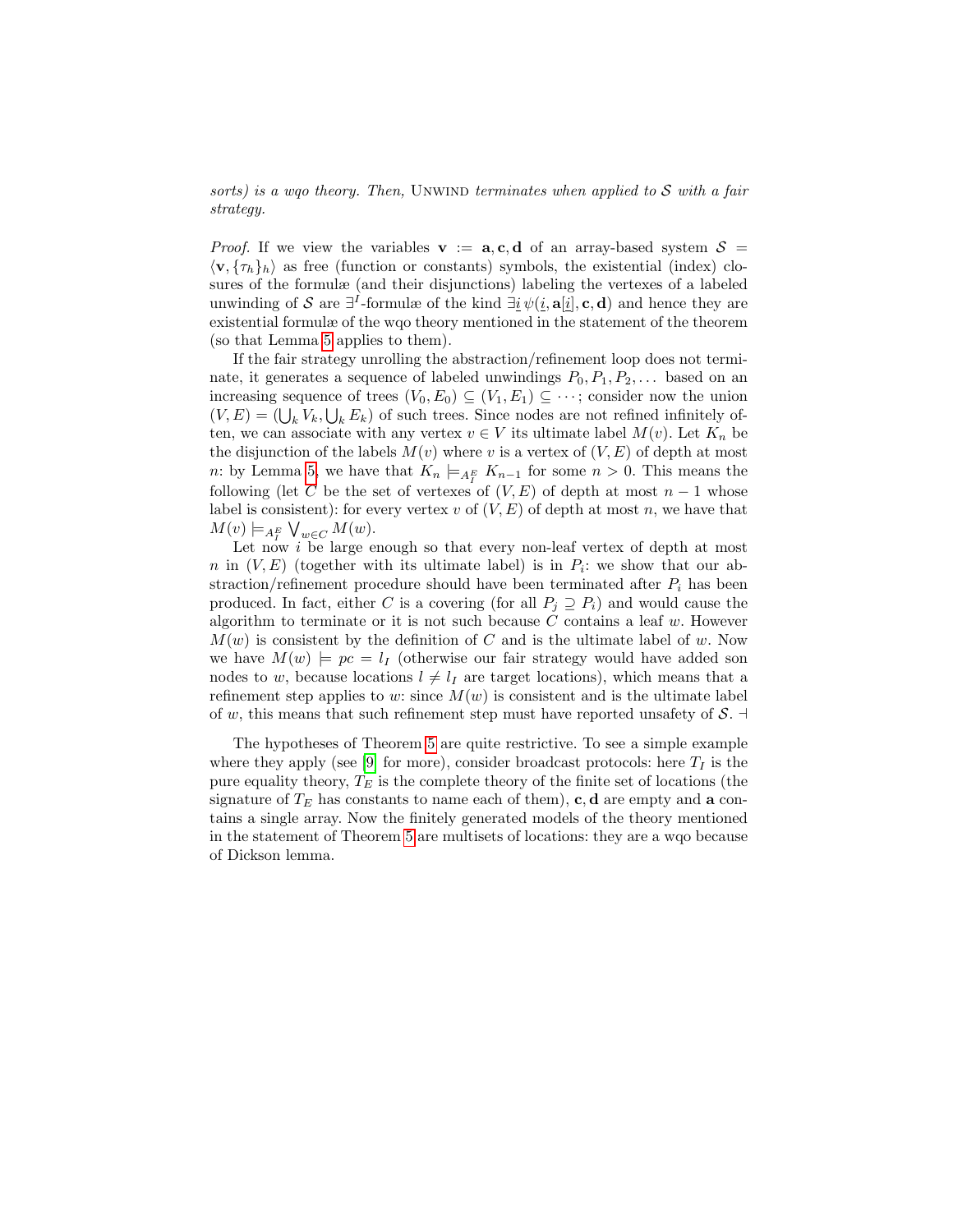*sorts) is a wqo theory. Then,* UNWIND *terminates when applied to $\mathcal{S}$ with a fair strategy.*

*Proof.* If we view the variables $\mathbf{v} := \mathbf{a}, \mathbf{c}, \mathbf{d}$ of an array-based system $\mathcal{S} = \langle \mathbf{v}, \{\tau_h\}_h \rangle$ as free (function or constants) symbols, the existential (index) closures of the formulæ (and their disjunctions) labeling the vertexes of a labeled unwinding of $\mathcal{S}$ are $\exists^I$-formulæ of the kind $\exists \underline{i}\, \psi(\underline{i}, \mathbf{a}[\underline{i}], \mathbf{c}, \mathbf{d})$ and hence they are existential formulæ of the wqo theory mentioned in the statement of the theorem (so that Lemma 5 applies to them).

If the fair strategy unrolling the abstraction/refinement loop does not terminate, it generates a sequence of labeled unwindings $P_0, P_1, P_2, \dots$ based on an increasing sequence of trees $(V_0, E_0) \subseteq (V_1, E_1) \subseteq \cdots$; consider now the union $(V, E) = (\bigcup_k V_k, \bigcup_k E_k)$ of such trees. Since nodes are not refined infinitely often, we can associate with any vertex $v \in V$ its ultimate label $M(v)$. Let $K_n$ be the disjunction of the labels $M(v)$ where $v$ is a vertex of $(V, E)$ of depth at most $n$: by Lemma 5, we have that $K_n \models_{A_I^E} K_{n-1}$ for some $n > 0$. This means the following (let $C$ be the set of vertexes of $(V, E)$ of depth at most $n-1$ whose label is consistent): for every vertex $v$ of $(V, E)$ of depth at most $n$, we have that $M(v) \models_{A_I^E} \bigvee_{w \in C} M(w)$.

Let now $i$ be large enough so that every non-leaf vertex of depth at most $n$ in $(V, E)$ (together with its ultimate label) is in $P_i$: we show that our abstraction/refinement procedure should have been terminated after $P_i$ has been produced. In fact, either $C$ is a covering (for all $P_j \supseteq P_i$) and would cause the algorithm to terminate or it is not such because $C$ contains a leaf $w$. However $M(w)$ is consistent by the definition of $C$ and is the ultimate label of $w$. Now we have $M(w) \models pc = l_I$ (otherwise our fair strategy would have added son nodes to $w$, because locations $l \neq l_I$ are target locations), which means that a refinement step applies to $w$: since $M(w)$ is consistent and is the ultimate label of $w$, this means that such refinement step must have reported unsafety of $\mathcal{S}$. ⊣

The hypotheses of Theorem 5 are quite restrictive. To see a simple example where they apply (see [9] for more), consider broadcast protocols: here $T_I$ is the pure equality theory, $T_E$ is the complete theory of the finite set of locations (the signature of $T_E$ has constants to name each of them), $\mathbf{c}, \mathbf{d}$ are empty and $\mathbf{a}$ contains a single array. Now the finitely generated models of the theory mentioned in the statement of Theorem 5 are multisets of locations: they are a wqo because of Dickson lemma.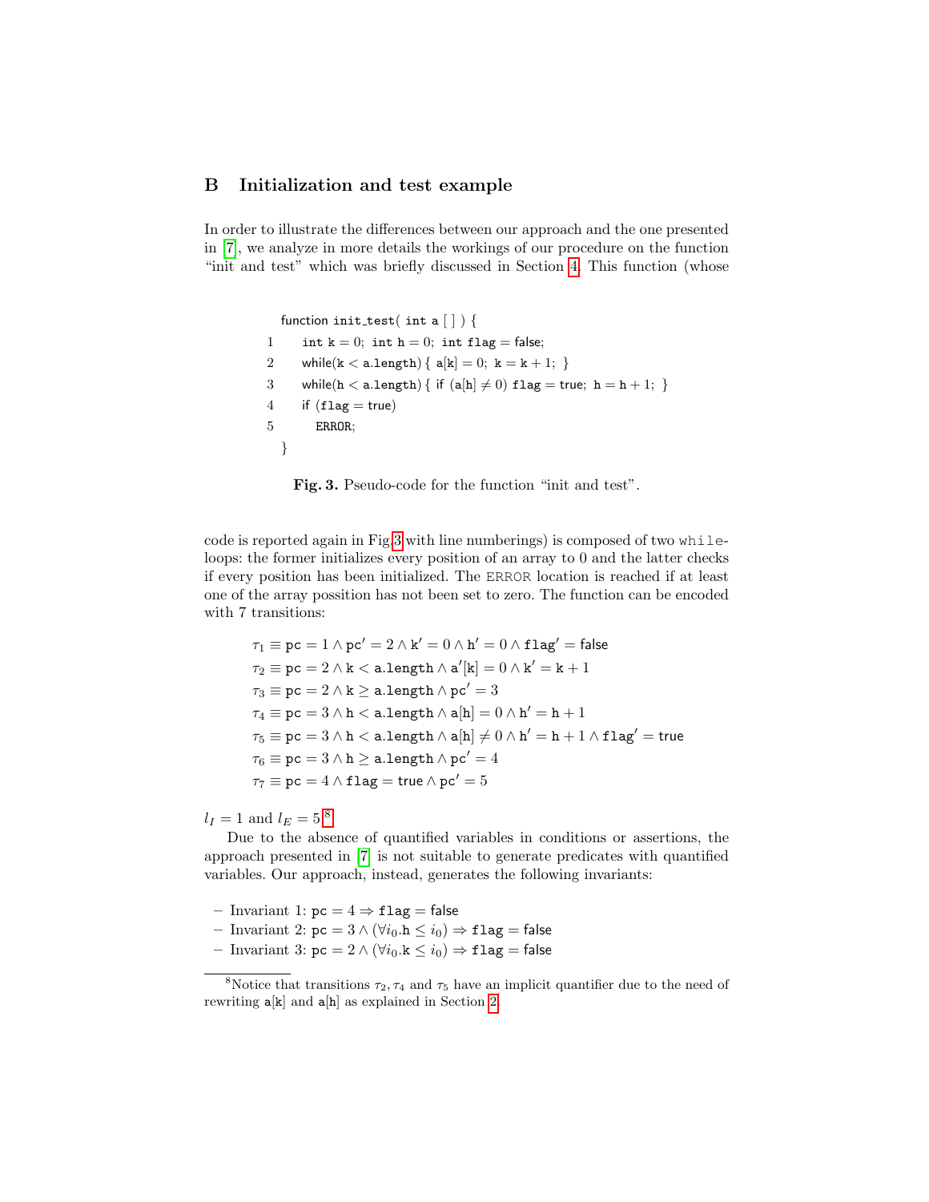## B Initialization and test example

In order to illustrate the differences between our approach and the one presented in [7], we analyze in more details the workings of our procedure on the function "init and test" which was briefly discussed in Section 4. This function (whose

```
    function init_test( int a [ ] ) {
1     int k = 0; int h = 0; int flag = false;
2     while(k < a.length) { a[k] = 0; k = k + 1; }
3     while(h < a.length) { if (a[h] ≠ 0) flag = true; h = h + 1; }
4     if (flag = true)
5       ERROR;
    }
```

**Fig. 3.** Pseudo-code for the function "init and test".

code is reported again in Fig.3 with line numberings) is composed of two while-loops: the former initializes every position of an array to 0 and the latter checks if every position has been initialized. The ERROR location is reached if at least one of the array possition has not been set to zero. The function can be encoded with 7 transitions:

$$\tau_1 \equiv \mathtt{pc} = 1 \wedge \mathtt{pc}' = 2 \wedge \mathtt{k}' = 0 \wedge \mathtt{h}' = 0 \wedge \mathtt{flag}' = \mathsf{false}$$
$$\tau_2 \equiv \mathtt{pc} = 2 \wedge \mathtt{k} < \mathtt{a.length} \wedge \mathtt{a}'[\mathtt{k}] = 0 \wedge \mathtt{k}' = \mathtt{k} + 1$$
$$\tau_3 \equiv \mathtt{pc} = 2 \wedge \mathtt{k} \geq \mathtt{a.length} \wedge \mathtt{pc}' = 3$$
$$\tau_4 \equiv \mathtt{pc} = 3 \wedge \mathtt{h} < \mathtt{a.length} \wedge \mathtt{a}[\mathtt{h}] = 0 \wedge \mathtt{h}' = \mathtt{h} + 1$$
$$\tau_5 \equiv \mathtt{pc} = 3 \wedge \mathtt{h} < \mathtt{a.length} \wedge \mathtt{a}[\mathtt{h}] \neq 0 \wedge \mathtt{h}' = \mathtt{h} + 1 \wedge \mathtt{flag}' = \mathsf{true}$$
$$\tau_6 \equiv \mathtt{pc} = 3 \wedge \mathtt{h} \geq \mathtt{a.length} \wedge \mathtt{pc}' = 4$$
$$\tau_7 \equiv \mathtt{pc} = 4 \wedge \mathtt{flag} = \mathsf{true} \wedge \mathtt{pc}' = 5$$

$l_I = 1$ and $l_E = 5$.[8]

Due to the absence of quantified variables in conditions or assertions, the approach presented in [7] is not suitable to generate predicates with quantified variables. Our approach, instead, generates the following invariants:

- Invariant 1: $\mathtt{pc} = 4 \Rightarrow \mathtt{flag} = \mathsf{false}$
- Invariant 2: $\mathtt{pc} = 3 \wedge (\forall i_0 . \mathtt{h} \leq i_0) \Rightarrow \mathtt{flag} = \mathsf{false}$
- Invariant 3: $\mathtt{pc} = 2 \wedge (\forall i_0 . \mathtt{k} \leq i_0) \Rightarrow \mathtt{flag} = \mathsf{false}$

[8] Notice that transitions $\tau_2, \tau_4$ and $\tau_5$ have an implicit quantifier due to the need of rewriting $\mathtt{a}[\mathtt{k}]$ and $\mathtt{a}[\mathtt{h}]$ as explained in Section 2.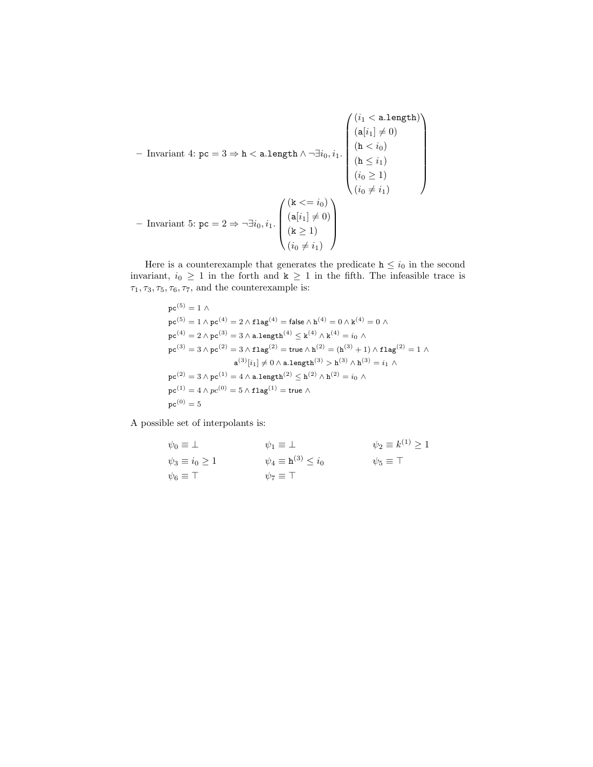– Invariant 4: $\texttt{pc} = 3 \Rightarrow \texttt{h} < \texttt{a.length} \wedge \neg\exists i_0, i_1. \begin{pmatrix} (i_1 < \texttt{a.length}) \\ (\texttt{a}[i_1] \neq 0) \\ (\texttt{h} < i_0) \\ (\texttt{h} \leq i_1) \\ (i_0 \geq 1) \\ (i_0 \neq i_1) \end{pmatrix}$

– Invariant 5: $\texttt{pc} = 2 \Rightarrow \neg\exists i_0, i_1. \begin{pmatrix} (\texttt{k} <= i_0) \\ (\texttt{a}[i_1] \neq 0) \\ (\texttt{k} \geq 1) \\ (i_0 \neq i_1) \end{pmatrix}$

Here is a counterexample that generates the predicate $\texttt{h} \leq i_0$ in the second invariant, $i_0 \geq 1$ in the forth and $\texttt{k} \geq 1$ in the fifth. The infeasible trace is $\tau_1, \tau_3, \tau_5, \tau_6, \tau_7$, and the counterexample is:

$$
\begin{aligned}
&\texttt{pc}^{(5)} = 1 \wedge \\
&\texttt{pc}^{(5)} = 1 \wedge \texttt{pc}^{(4)} = 2 \wedge \texttt{flag}^{(4)} = \text{false} \wedge \texttt{h}^{(4)} = 0 \wedge \texttt{k}^{(4)} = 0 \wedge \\
&\texttt{pc}^{(4)} = 2 \wedge \texttt{pc}^{(3)} = 3 \wedge \texttt{a.length}^{(4)} \leq \texttt{k}^{(4)} \wedge \texttt{k}^{(4)} = i_0 \wedge \\
&\texttt{pc}^{(3)} = 3 \wedge \texttt{pc}^{(2)} = 3 \wedge \texttt{flag}^{(2)} = \text{true} \wedge \texttt{h}^{(2)} = (\texttt{h}^{(3)} + 1) \wedge \texttt{flag}^{(2)} = 1 \wedge \\
&\qquad\qquad \texttt{a}^{(3)}[i_1] \neq 0 \wedge \texttt{a.length}^{(3)} > \texttt{h}^{(3)} \wedge \texttt{h}^{(3)} = i_1 \wedge \\
&\texttt{pc}^{(2)} = 3 \wedge \texttt{pc}^{(1)} = 4 \wedge \texttt{a.length}^{(2)} \leq \texttt{h}^{(2)} \wedge \texttt{h}^{(2)} = i_0 \wedge \\
&\texttt{pc}^{(1)} = 4 \wedge pc^{(0)} = 5 \wedge \texttt{flag}^{(1)} = \text{true} \wedge \\
&\texttt{pc}^{(0)} = 5
\end{aligned}
$$

A possible set of interpolants is:

$$
\begin{array}{lll}
\psi_0 \equiv \bot & \psi_1 \equiv \bot & \psi_2 \equiv k^{(1)} \geq 1 \\
\psi_3 \equiv i_0 \geq 1 & \psi_4 \equiv \texttt{h}^{(3)} \leq i_0 & \psi_5 \equiv \top \\
\psi_6 \equiv \top & \psi_7 \equiv \top &
\end{array}
$$